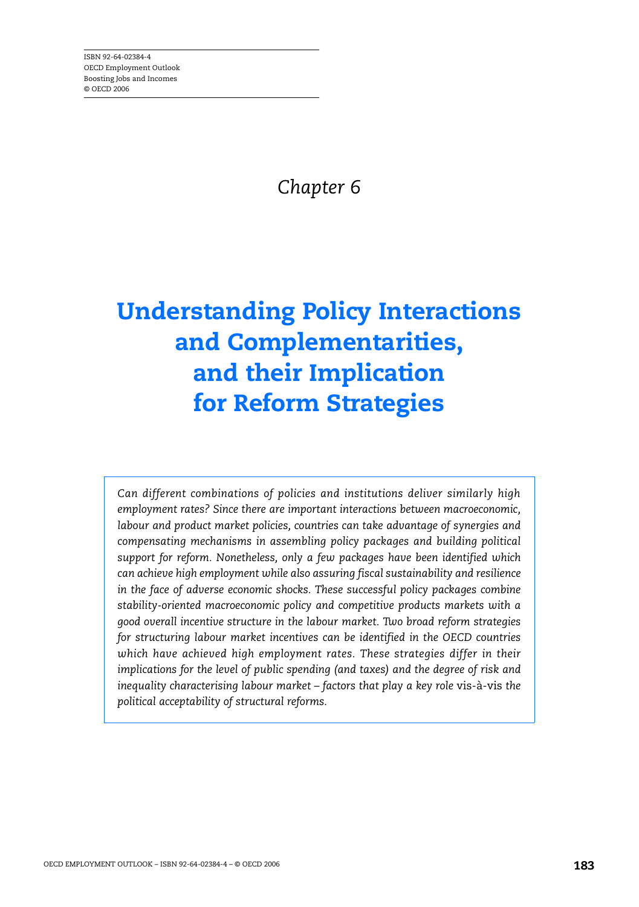ISBN 92-64-02384-4
OECD Employment Outlook
Boosting Jobs and Incomes
© OECD 2006

*Chapter 6*

# Understanding Policy Interactions and Complementarities, and their Implication for Reform Strategies

*Can different combinations of policies and institutions deliver similarly high employment rates? Since there are important interactions between macroeconomic, labour and product market policies, countries can take advantage of synergies and compensating mechanisms in assembling policy packages and building political support for reform. Nonetheless, only a few packages have been identified which can achieve high employment while also assuring fiscal sustainability and resilience in the face of adverse economic shocks. These successful policy packages combine stability-oriented macroeconomic policy and competitive products markets with a good overall incentive structure in the labour market. Two broad reform strategies for structuring labour market incentives can be identified in the OECD countries which have achieved high employment rates. These strategies differ in their implications for the level of public spending (and taxes) and the degree of risk and inequality characterising labour market – factors that play a key role* vis-à-vis *the political acceptability of structural reforms.*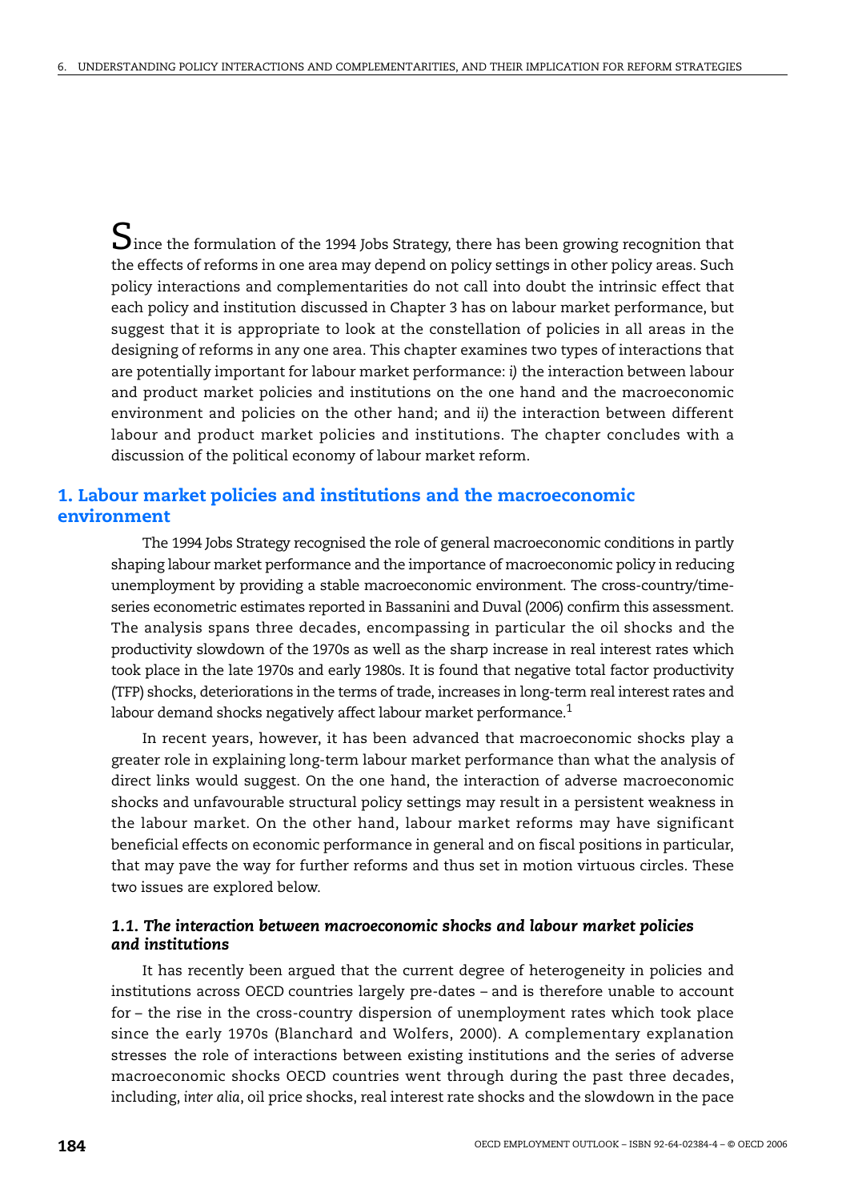Since the formulation of the 1994 Jobs Strategy, there has been growing recognition that the effects of reforms in one area may depend on policy settings in other policy areas. Such policy interactions and complementarities do not call into doubt the intrinsic effect that each policy and institution discussed in Chapter 3 has on labour market performance, but suggest that it is appropriate to look at the constellation of policies in all areas in the designing of reforms in any one area. This chapter examines two types of interactions that are potentially important for labour market performance: *i)* the interaction between labour and product market policies and institutions on the one hand and the macroeconomic environment and policies on the other hand; and *ii)* the interaction between different labour and product market policies and institutions. The chapter concludes with a discussion of the political economy of labour market reform.

## 1. Labour market policies and institutions and the macroeconomic environment

The 1994 Jobs Strategy recognised the role of general macroeconomic conditions in partly shaping labour market performance and the importance of macroeconomic policy in reducing unemployment by providing a stable macroeconomic environment. The cross-country/time-series econometric estimates reported in Bassanini and Duval (2006) confirm this assessment. The analysis spans three decades, encompassing in particular the oil shocks and the productivity slowdown of the 1970s as well as the sharp increase in real interest rates which took place in the late 1970s and early 1980s. It is found that negative total factor productivity (TFP) shocks, deteriorations in the terms of trade, increases in long-term real interest rates and labour demand shocks negatively affect labour market performance.[1]

In recent years, however, it has been advanced that macroeconomic shocks play a greater role in explaining long-term labour market performance than what the analysis of direct links would suggest. On the one hand, the interaction of adverse macroeconomic shocks and unfavourable structural policy settings may result in a persistent weakness in the labour market. On the other hand, labour market reforms may have significant beneficial effects on economic performance in general and on fiscal positions in particular, that may pave the way for further reforms and thus set in motion virtuous circles. These two issues are explored below.

### *1.1. The interaction between macroeconomic shocks and labour market policies and institutions*

It has recently been argued that the current degree of heterogeneity in policies and institutions across OECD countries largely pre-dates – and is therefore unable to account for – the rise in the cross-country dispersion of unemployment rates which took place since the early 1970s (Blanchard and Wolfers, 2000). A complementary explanation stresses the role of interactions between existing institutions and the series of adverse macroeconomic shocks OECD countries went through during the past three decades, including, *inter alia*, oil price shocks, real interest rate shocks and the slowdown in the pace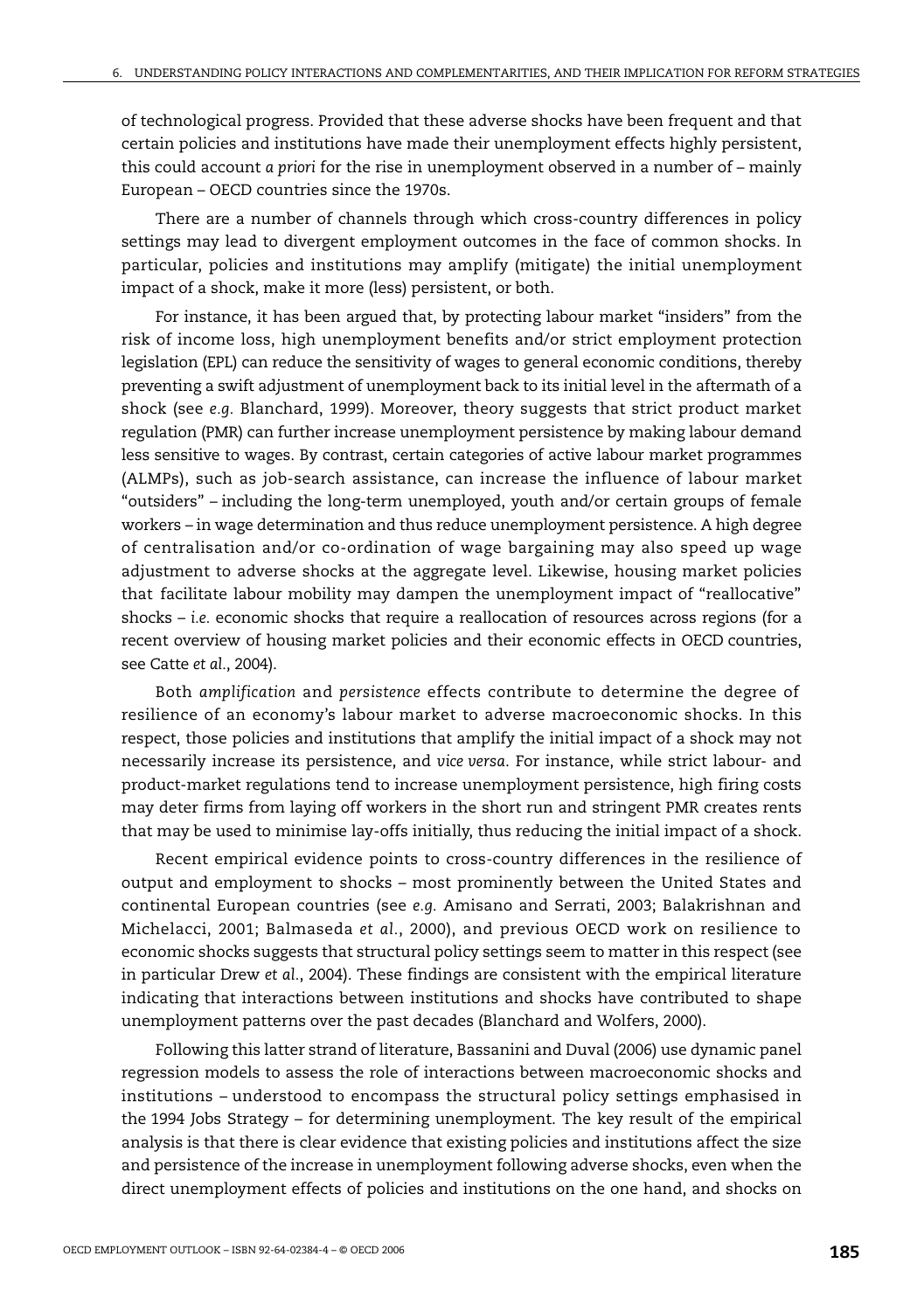of technological progress. Provided that these adverse shocks have been frequent and that certain policies and institutions have made their unemployment effects highly persistent, this could account *a priori* for the rise in unemployment observed in a number of – mainly European – OECD countries since the 1970s.

There are a number of channels through which cross-country differences in policy settings may lead to divergent employment outcomes in the face of common shocks. In particular, policies and institutions may amplify (mitigate) the initial unemployment impact of a shock, make it more (less) persistent, or both.

For instance, it has been argued that, by protecting labour market "insiders" from the risk of income loss, high unemployment benefits and/or strict employment protection legislation (EPL) can reduce the sensitivity of wages to general economic conditions, thereby preventing a swift adjustment of unemployment back to its initial level in the aftermath of a shock (see *e.g.* Blanchard, 1999). Moreover, theory suggests that strict product market regulation (PMR) can further increase unemployment persistence by making labour demand less sensitive to wages. By contrast, certain categories of active labour market programmes (ALMPs), such as job-search assistance, can increase the influence of labour market "outsiders" – including the long-term unemployed, youth and/or certain groups of female workers – in wage determination and thus reduce unemployment persistence. A high degree of centralisation and/or co-ordination of wage bargaining may also speed up wage adjustment to adverse shocks at the aggregate level. Likewise, housing market policies that facilitate labour mobility may dampen the unemployment impact of "reallocative" shocks – *i.e.* economic shocks that require a reallocation of resources across regions (for a recent overview of housing market policies and their economic effects in OECD countries, see Catte *et al.*, 2004).

Both *amplification* and *persistence* effects contribute to determine the degree of resilience of an economy's labour market to adverse macroeconomic shocks. In this respect, those policies and institutions that amplify the initial impact of a shock may not necessarily increase its persistence, and *vice versa*. For instance, while strict labour- and product-market regulations tend to increase unemployment persistence, high firing costs may deter firms from laying off workers in the short run and stringent PMR creates rents that may be used to minimise lay-offs initially, thus reducing the initial impact of a shock.

Recent empirical evidence points to cross-country differences in the resilience of output and employment to shocks – most prominently between the United States and continental European countries (see *e.g.* Amisano and Serrati, 2003; Balakrishnan and Michelacci, 2001; Balmaseda *et al.*, 2000), and previous OECD work on resilience to economic shocks suggests that structural policy settings seem to matter in this respect (see in particular Drew *et al.*, 2004). These findings are consistent with the empirical literature indicating that interactions between institutions and shocks have contributed to shape unemployment patterns over the past decades (Blanchard and Wolfers, 2000).

Following this latter strand of literature, Bassanini and Duval (2006) use dynamic panel regression models to assess the role of interactions between macroeconomic shocks and institutions – understood to encompass the structural policy settings emphasised in the 1994 Jobs Strategy – for determining unemployment. The key result of the empirical analysis is that there is clear evidence that existing policies and institutions affect the size and persistence of the increase in unemployment following adverse shocks, even when the direct unemployment effects of policies and institutions on the one hand, and shocks on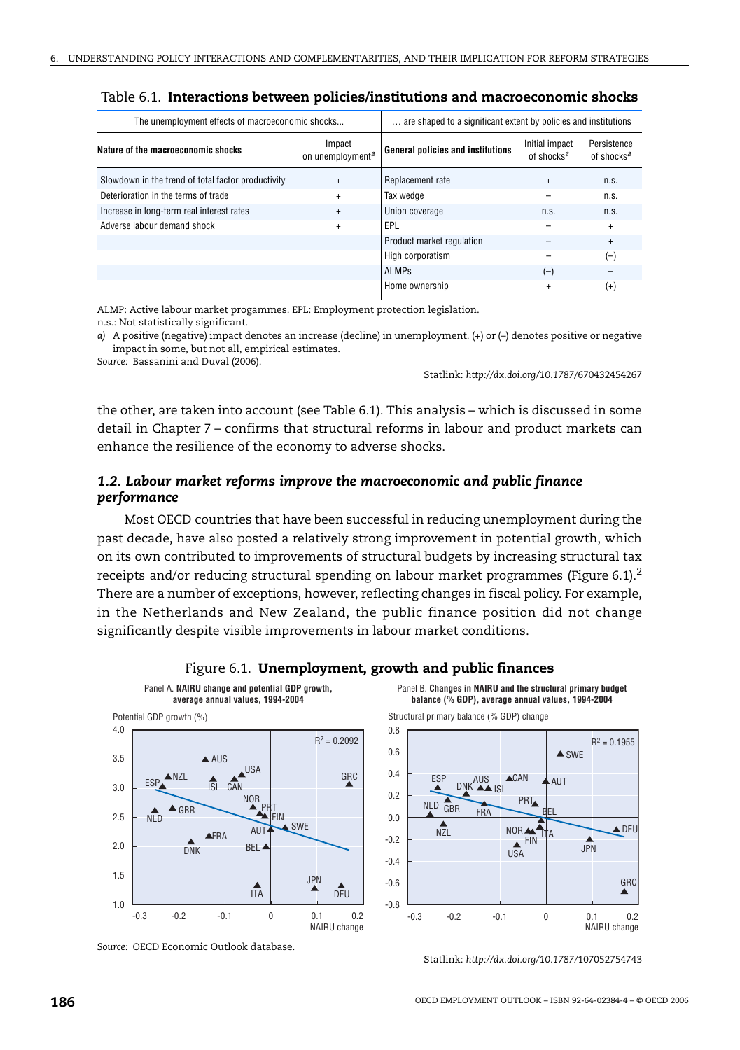Table 6.1. **Interactions between policies/institutions and macroeconomic shocks**

| The unemployment effects of macroeconomic shocks... | | ... are shaped to a significant extent by policies and institutions | | |
|---|---|---|---|---|
| **Nature of the macroeconomic shocks** | Impact on unemployment[a] | **General policies and institutions** | Initial impact of shocks[a] | Persistence of shocks[a] |
| Slowdown in the trend of total factor productivity | + | Replacement rate | + | n.s. |
| Deterioration in the terms of trade | + | Tax wedge | – | n.s. |
| Increase in long-term real interest rates | + | Union coverage | n.s. | n.s. |
| Adverse labour demand shock | + | EPL | – | + |
| | | Product market regulation | – | + |
| | | High corporatism | – | (–) |
| | | ALMPs | (–) | – |
| | | Home ownership | + | (+) |

ALMP: Active labour market progammes. EPL: Employment protection legislation.

n.s.: Not statistically significant.

*a)* A positive (negative) impact denotes an increase (decline) in unemployment. (+) or (–) denotes positive or negative impact in some, but not all, empirical estimates.

*Source:* Bassanini and Duval (2006).

Statlink: *http://dx.doi.org/10.1787/670432454267*

the other, are taken into account (see Table 6.1). This analysis – which is discussed in some detail in Chapter 7 – confirms that structural reforms in labour and product markets can enhance the resilience of the economy to adverse shocks.

### *1.2. Labour market reforms improve the macroeconomic and public finance performance*

Most OECD countries that have been successful in reducing unemployment during the past decade, have also posted a relatively strong improvement in potential growth, which on its own contributed to improvements of structural budgets by increasing structural tax receipts and/or reducing structural spending on labour market programmes (Figure 6.1).[2] There are a number of exceptions, however, reflecting changes in fiscal policy. For example, in the Netherlands and New Zealand, the public finance position did not change significantly despite visible improvements in labour market conditions.

Figure 6.1. **Unemployment, growth and public finances**

Panel A. **NAIRU change and potential GDP growth, average annual values, 1994-2004**

Panel B. **Changes in NAIRU and the structural primary budget balance (% GDP), average annual values, 1994-2004**

*Source:* OECD Economic Outlook database.

Statlink: *http://dx.doi.org/10.1787/107052754743*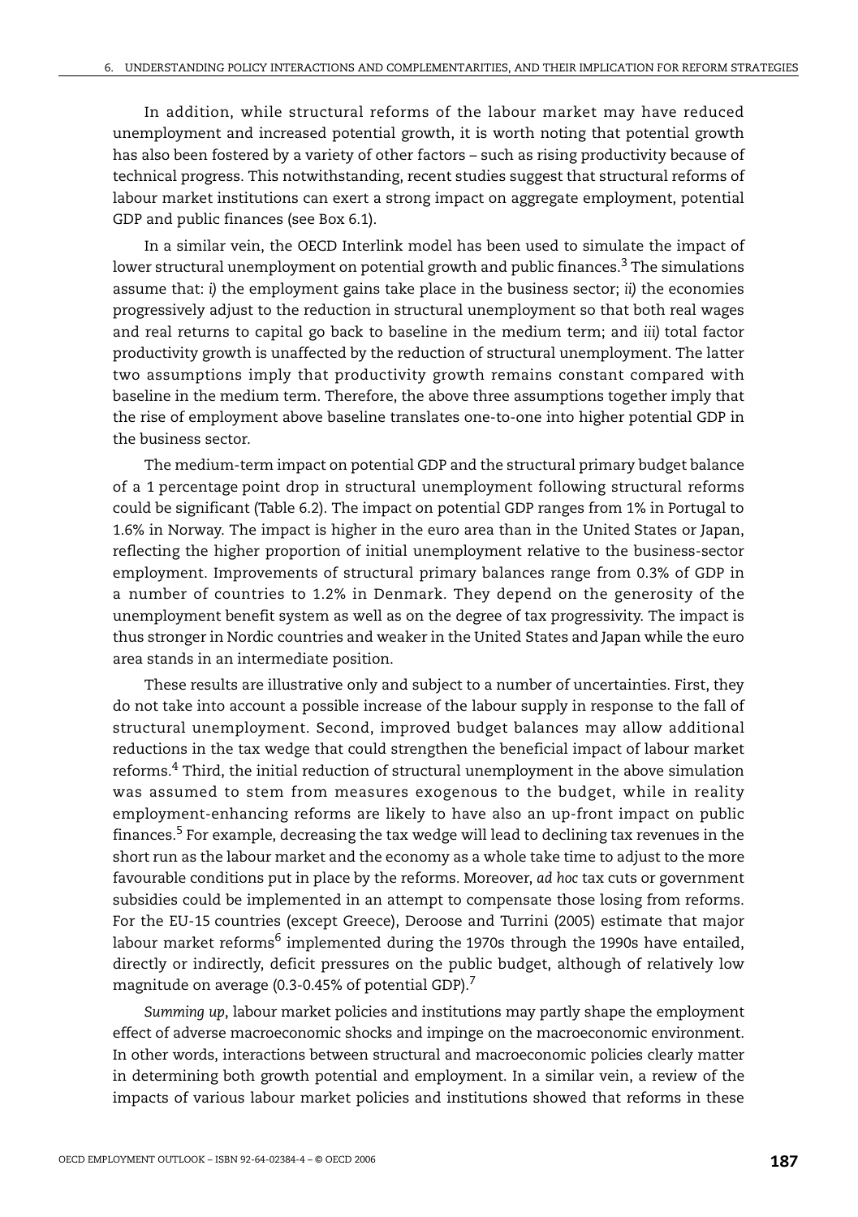In addition, while structural reforms of the labour market may have reduced unemployment and increased potential growth, it is worth noting that potential growth has also been fostered by a variety of other factors – such as rising productivity because of technical progress. This notwithstanding, recent studies suggest that structural reforms of labour market institutions can exert a strong impact on aggregate employment, potential GDP and public finances (see Box 6.1).

In a similar vein, the OECD Interlink model has been used to simulate the impact of lower structural unemployment on potential growth and public finances.[3] The simulations assume that: *i)* the employment gains take place in the business sector; *ii)* the economies progressively adjust to the reduction in structural unemployment so that both real wages and real returns to capital go back to baseline in the medium term; and *iii)* total factor productivity growth is unaffected by the reduction of structural unemployment. The latter two assumptions imply that productivity growth remains constant compared with baseline in the medium term. Therefore, the above three assumptions together imply that the rise of employment above baseline translates one-to-one into higher potential GDP in the business sector.

The medium-term impact on potential GDP and the structural primary budget balance of a 1 percentage point drop in structural unemployment following structural reforms could be significant (Table 6.2). The impact on potential GDP ranges from 1% in Portugal to 1.6% in Norway. The impact is higher in the euro area than in the United States or Japan, reflecting the higher proportion of initial unemployment relative to the business-sector employment. Improvements of structural primary balances range from 0.3% of GDP in a number of countries to 1.2% in Denmark. They depend on the generosity of the unemployment benefit system as well as on the degree of tax progressivity. The impact is thus stronger in Nordic countries and weaker in the United States and Japan while the euro area stands in an intermediate position.

These results are illustrative only and subject to a number of uncertainties. First, they do not take into account a possible increase of the labour supply in response to the fall of structural unemployment. Second, improved budget balances may allow additional reductions in the tax wedge that could strengthen the beneficial impact of labour market reforms.[4] Third, the initial reduction of structural unemployment in the above simulation was assumed to stem from measures exogenous to the budget, while in reality employment-enhancing reforms are likely to have also an up-front impact on public finances.[5] For example, decreasing the tax wedge will lead to declining tax revenues in the short run as the labour market and the economy as a whole take time to adjust to the more favourable conditions put in place by the reforms. Moreover, *ad hoc* tax cuts or government subsidies could be implemented in an attempt to compensate those losing from reforms. For the EU-15 countries (except Greece), Deroose and Turrini (2005) estimate that major labour market reforms[6] implemented during the 1970s through the 1990s have entailed, directly or indirectly, deficit pressures on the public budget, although of relatively low magnitude on average (0.3-0.45% of potential GDP).[7]

*Summing up*, labour market policies and institutions may partly shape the employment effect of adverse macroeconomic shocks and impinge on the macroeconomic environment. In other words, interactions between structural and macroeconomic policies clearly matter in determining both growth potential and employment. In a similar vein, a review of the impacts of various labour market policies and institutions showed that reforms in these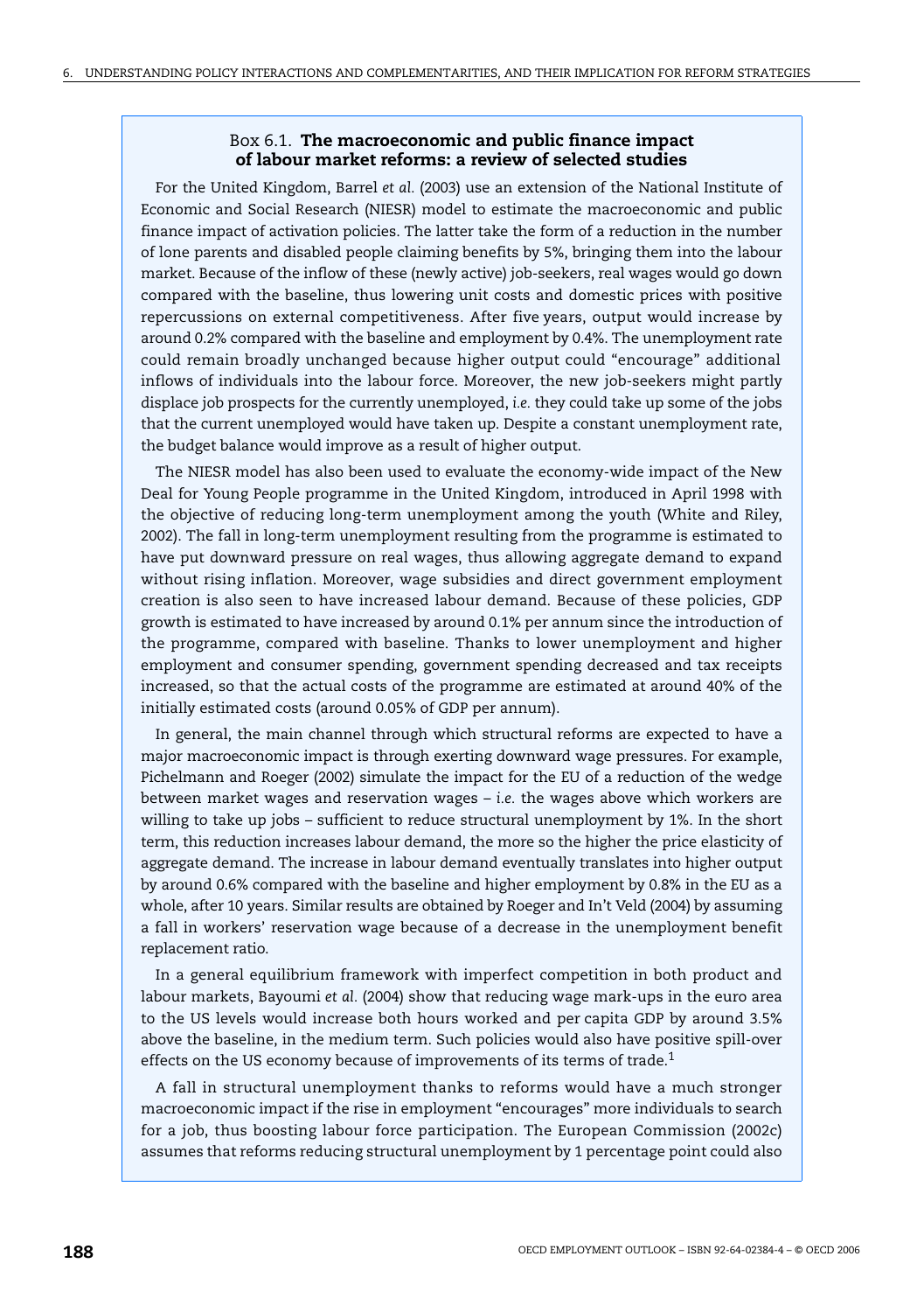## Box 6.1. **The macroeconomic and public finance impact of labour market reforms: a review of selected studies**

For the United Kingdom, Barrel *et al.* (2003) use an extension of the National Institute of Economic and Social Research (NIESR) model to estimate the macroeconomic and public finance impact of activation policies. The latter take the form of a reduction in the number of lone parents and disabled people claiming benefits by 5%, bringing them into the labour market. Because of the inflow of these (newly active) job-seekers, real wages would go down compared with the baseline, thus lowering unit costs and domestic prices with positive repercussions on external competitiveness. After five years, output would increase by around 0.2% compared with the baseline and employment by 0.4%. The unemployment rate could remain broadly unchanged because higher output could "encourage" additional inflows of individuals into the labour force. Moreover, the new job-seekers might partly displace job prospects for the currently unemployed, *i.e.* they could take up some of the jobs that the current unemployed would have taken up. Despite a constant unemployment rate, the budget balance would improve as a result of higher output.

The NIESR model has also been used to evaluate the economy-wide impact of the New Deal for Young People programme in the United Kingdom, introduced in April 1998 with the objective of reducing long-term unemployment among the youth (White and Riley, 2002). The fall in long-term unemployment resulting from the programme is estimated to have put downward pressure on real wages, thus allowing aggregate demand to expand without rising inflation. Moreover, wage subsidies and direct government employment creation is also seen to have increased labour demand. Because of these policies, GDP growth is estimated to have increased by around 0.1% per annum since the introduction of the programme, compared with baseline. Thanks to lower unemployment and higher employment and consumer spending, government spending decreased and tax receipts increased, so that the actual costs of the programme are estimated at around 40% of the initially estimated costs (around 0.05% of GDP per annum).

In general, the main channel through which structural reforms are expected to have a major macroeconomic impact is through exerting downward wage pressures. For example, Pichelmann and Roeger (2002) simulate the impact for the EU of a reduction of the wedge between market wages and reservation wages – *i.e.* the wages above which workers are willing to take up jobs – sufficient to reduce structural unemployment by 1%. In the short term, this reduction increases labour demand, the more so the higher the price elasticity of aggregate demand. The increase in labour demand eventually translates into higher output by around 0.6% compared with the baseline and higher employment by 0.8% in the EU as a whole, after 10 years. Similar results are obtained by Roeger and In't Veld (2004) by assuming a fall in workers' reservation wage because of a decrease in the unemployment benefit replacement ratio.

In a general equilibrium framework with imperfect competition in both product and labour markets, Bayoumi *et al.* (2004) show that reducing wage mark-ups in the euro area to the US levels would increase both hours worked and per capita GDP by around 3.5% above the baseline, in the medium term. Such policies would also have positive spill-over effects on the US economy because of improvements of its terms of trade.[1]

A fall in structural unemployment thanks to reforms would have a much stronger macroeconomic impact if the rise in employment "encourages" more individuals to search for a job, thus boosting labour force participation. The European Commission (2002c) assumes that reforms reducing structural unemployment by 1 percentage point could also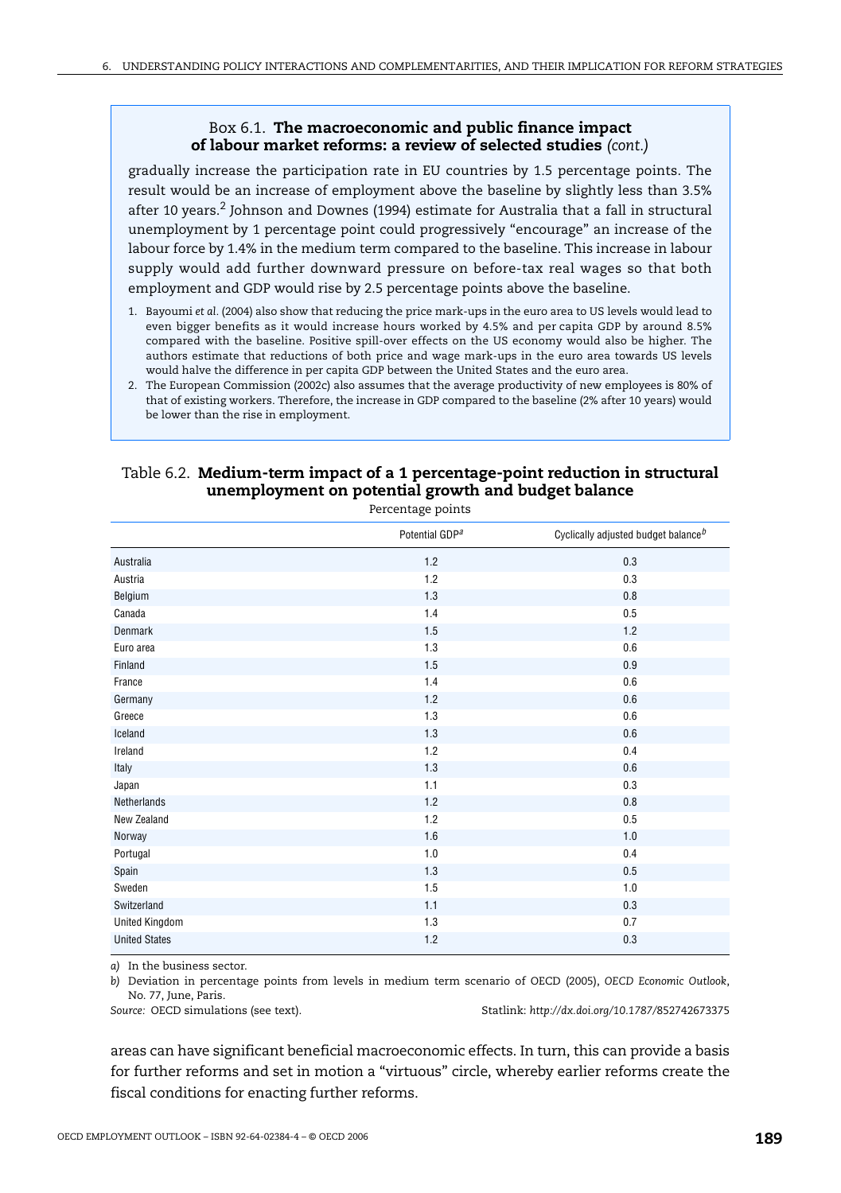### Box 6.1. **The macroeconomic and public finance impact of labour market reforms: a review of selected studies** *(cont.)*

gradually increase the participation rate in EU countries by 1.5 percentage points. The result would be an increase of employment above the baseline by slightly less than 3.5% after 10 years.[2] Johnson and Downes (1994) estimate for Australia that a fall in structural unemployment by 1 percentage point could progressively "encourage" an increase of the labour force by 1.4% in the medium term compared to the baseline. This increase in labour supply would add further downward pressure on before-tax real wages so that both employment and GDP would rise by 2.5 percentage points above the baseline.

1. Bayoumi *et al.* (2004) also show that reducing the price mark-ups in the euro area to US levels would lead to even bigger benefits as it would increase hours worked by 4.5% and per capita GDP by around 8.5% compared with the baseline. Positive spill-over effects on the US economy would also be higher. The authors estimate that reductions of both price and wage mark-ups in the euro area towards US levels would halve the difference in per capita GDP between the United States and the euro area.
2. The European Commission (2002c) also assumes that the average productivity of new employees is 80% of that of existing workers. Therefore, the increase in GDP compared to the baseline (2% after 10 years) would be lower than the rise in employment.

### Table 6.2. **Medium-term impact of a 1 percentage-point reduction in structural unemployment on potential growth and budget balance**

Percentage points

| | Potential GDP[a] | Cyclically adjusted budget balance[b] |
|---|---|---|
| Australia | 1.2 | 0.3 |
| Austria | 1.2 | 0.3 |
| Belgium | 1.3 | 0.8 |
| Canada | 1.4 | 0.5 |
| Denmark | 1.5 | 1.2 |
| Euro area | 1.3 | 0.6 |
| Finland | 1.5 | 0.9 |
| France | 1.4 | 0.6 |
| Germany | 1.2 | 0.6 |
| Greece | 1.3 | 0.6 |
| Iceland | 1.3 | 0.6 |
| Ireland | 1.2 | 0.4 |
| Italy | 1.3 | 0.6 |
| Japan | 1.1 | 0.3 |
| Netherlands | 1.2 | 0.8 |
| New Zealand | 1.2 | 0.5 |
| Norway | 1.6 | 1.0 |
| Portugal | 1.0 | 0.4 |
| Spain | 1.3 | 0.5 |
| Sweden | 1.5 | 1.0 |
| Switzerland | 1.1 | 0.3 |
| United Kingdom | 1.3 | 0.7 |
| United States | 1.2 | 0.3 |

*a)* In the business sector.

*b)* Deviation in percentage points from levels in medium term scenario of OECD (2005), *OECD Economic Outlook*, No. 77, June, Paris.

*Source:* OECD simulations (see text).

Statlink: *http://dx.doi.org/10.1787/852742673375*

areas can have significant beneficial macroeconomic effects. In turn, this can provide a basis for further reforms and set in motion a "virtuous" circle, whereby earlier reforms create the fiscal conditions for enacting further reforms.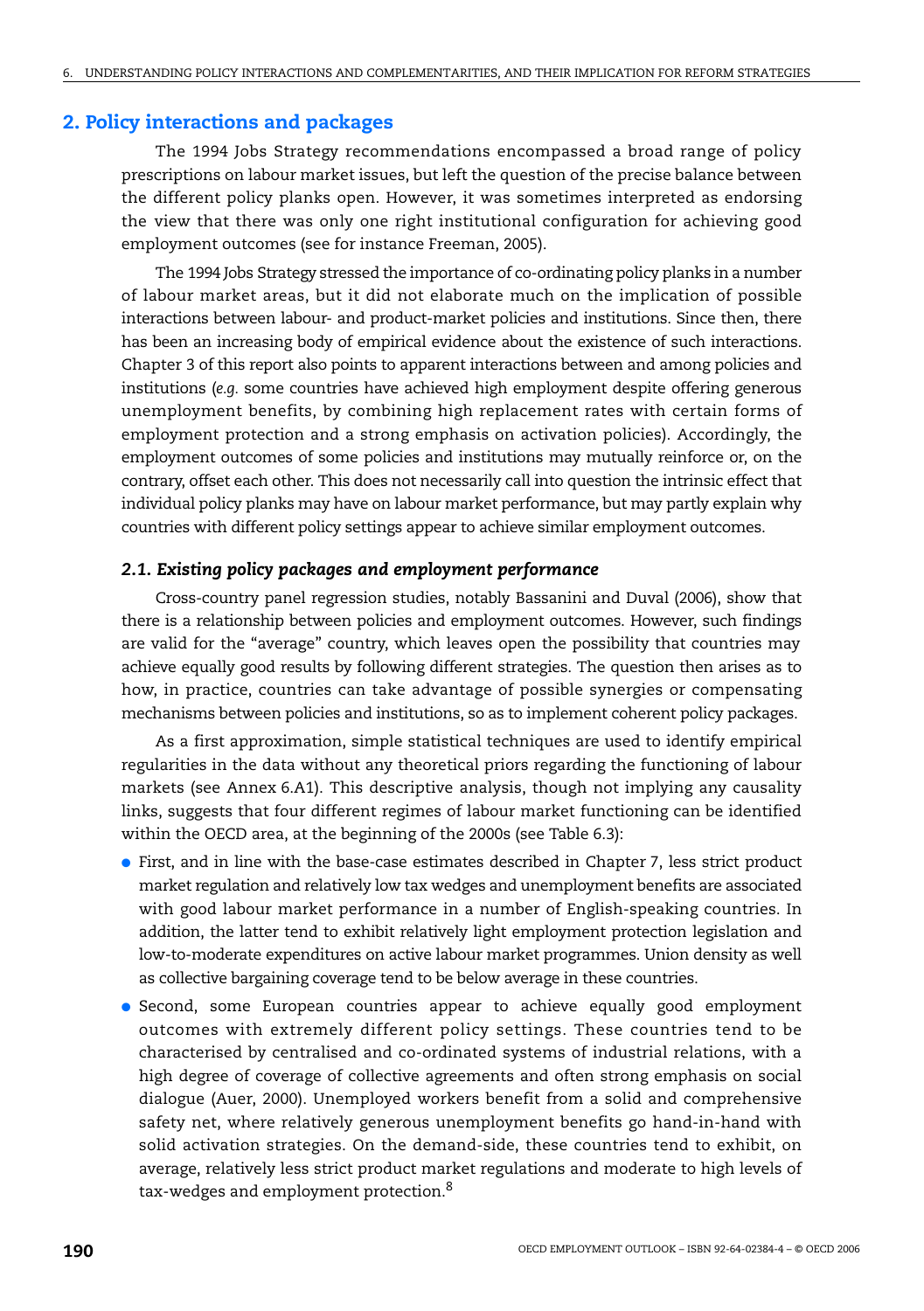## 2. Policy interactions and packages

The 1994 Jobs Strategy recommendations encompassed a broad range of policy prescriptions on labour market issues, but left the question of the precise balance between the different policy planks open. However, it was sometimes interpreted as endorsing the view that there was only one right institutional configuration for achieving good employment outcomes (see for instance Freeman, 2005).

The 1994 Jobs Strategy stressed the importance of co-ordinating policy planks in a number of labour market areas, but it did not elaborate much on the implication of possible interactions between labour- and product-market policies and institutions. Since then, there has been an increasing body of empirical evidence about the existence of such interactions. Chapter 3 of this report also points to apparent interactions between and among policies and institutions (*e.g.* some countries have achieved high employment despite offering generous unemployment benefits, by combining high replacement rates with certain forms of employment protection and a strong emphasis on activation policies). Accordingly, the employment outcomes of some policies and institutions may mutually reinforce or, on the contrary, offset each other. This does not necessarily call into question the intrinsic effect that individual policy planks may have on labour market performance, but may partly explain why countries with different policy settings appear to achieve similar employment outcomes.

### *2.1. Existing policy packages and employment performance*

Cross-country panel regression studies, notably Bassanini and Duval (2006), show that there is a relationship between policies and employment outcomes. However, such findings are valid for the "average" country, which leaves open the possibility that countries may achieve equally good results by following different strategies. The question then arises as to how, in practice, countries can take advantage of possible synergies or compensating mechanisms between policies and institutions, so as to implement coherent policy packages.

As a first approximation, simple statistical techniques are used to identify empirical regularities in the data without any theoretical priors regarding the functioning of labour markets (see Annex 6.A1). This descriptive analysis, though not implying any causality links, suggests that four different regimes of labour market functioning can be identified within the OECD area, at the beginning of the 2000s (see Table 6.3):

- First, and in line with the base-case estimates described in Chapter 7, less strict product market regulation and relatively low tax wedges and unemployment benefits are associated with good labour market performance in a number of English-speaking countries. In addition, the latter tend to exhibit relatively light employment protection legislation and low-to-moderate expenditures on active labour market programmes. Union density as well as collective bargaining coverage tend to be below average in these countries.
- Second, some European countries appear to achieve equally good employment outcomes with extremely different policy settings. These countries tend to be characterised by centralised and co-ordinated systems of industrial relations, with a high degree of coverage of collective agreements and often strong emphasis on social dialogue (Auer, 2000). Unemployed workers benefit from a solid and comprehensive safety net, where relatively generous unemployment benefits go hand-in-hand with solid activation strategies. On the demand-side, these countries tend to exhibit, on average, relatively less strict product market regulations and moderate to high levels of tax-wedges and employment protection.[8]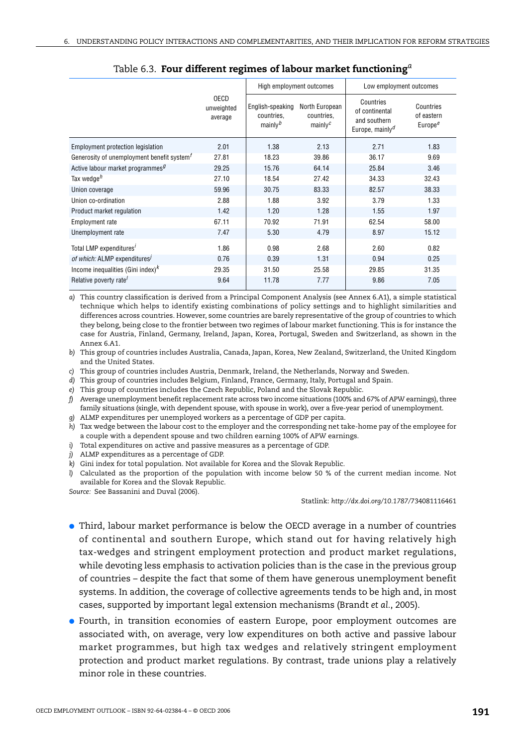Table 6.3. **Four different regimes of labour market functioning**[a]

| | OECD unweighted average | High employment outcomes | | Low employment outcomes | |
|---|---|---|---|---|---|
| | | English-speaking countries, mainly[b] | North European countries, mainly[c] | Countries of continental and southern Europe, mainly[d] | Countries of eastern Europe[e] |
| Employment protection legislation | 2.01 | 1.38 | 2.13 | 2.71 | 1.83 |
| Generosity of unemployment benefit system[f] | 27.81 | 18.23 | 39.86 | 36.17 | 9.69 |
| Active labour market programmes[g] | 29.25 | 15.76 | 64.14 | 25.84 | 3.46 |
| Tax wedge[h] | 27.10 | 18.54 | 27.42 | 34.33 | 32.43 |
| Union coverage | 59.96 | 30.75 | 83.33 | 82.57 | 38.33 |
| Union co-ordination | 2.88 | 1.88 | 3.92 | 3.79 | 1.33 |
| Product market regulation | 1.42 | 1.20 | 1.28 | 1.55 | 1.97 |
| Employment rate | 67.11 | 70.92 | 71.91 | 62.54 | 58.00 |
| Unemployment rate | 7.47 | 5.30 | 4.79 | 8.97 | 15.12 |
| Total LMP expenditures[i] | 1.86 | 0.98 | 2.68 | 2.60 | 0.82 |
| *of which:* ALMP expenditures[j] | 0.76 | 0.39 | 1.31 | 0.94 | 0.25 |
| Income inequalities (Gini index)[k] | 29.35 | 31.50 | 25.58 | 29.85 | 31.35 |
| Relative poverty rate[l] | 9.64 | 11.78 | 7.77 | 9.86 | 7.05 |

*a)* This country classification is derived from a Principal Component Analysis (see Annex 6.A1), a simple statistical technique which helps to identify existing combinations of policy settings and to highlight similarities and differences across countries. However, some countries are barely representative of the group of countries to which they belong, being close to the frontier between two regimes of labour market functioning. This is for instance the case for Austria, Finland, Germany, Ireland, Japan, Korea, Portugal, Sweden and Switzerland, as shown in the Annex 6.A1.

*b)* This group of countries includes Australia, Canada, Japan, Korea, New Zealand, Switzerland, the United Kingdom and the United States.

*c)* This group of countries includes Austria, Denmark, Ireland, the Netherlands, Norway and Sweden.

*d)* This group of countries includes Belgium, Finland, France, Germany, Italy, Portugal and Spain.

*e)* This group of countries includes the Czech Republic, Poland and the Slovak Republic.

*f)* Average unemployment benefit replacement rate across two income situations (100% and 67% of APW earnings), three family situations (single, with dependent spouse, with spouse in work), over a five-year period of unemployment.

*g)* ALMP expenditures per unemployed workers as a percentage of GDP per capita.

*h)* Tax wedge between the labour cost to the employer and the corresponding net take-home pay of the employee for a couple with a dependent spouse and two children earning 100% of APW earnings.

*i)* Total expenditures on active and passive measures as a percentage of GDP.

*j)* ALMP expenditures as a percentage of GDP.

*k)* Gini index for total population. Not available for Korea and the Slovak Republic.

*l)* Calculated as the proportion of the population with income below 50 % of the current median income. Not available for Korea and the Slovak Republic.

*Source:* See Bassanini and Duval (2006).

Statlink: *http://dx.doi.org/10.1787/734081116461*

- Third, labour market performance is below the OECD average in a number of countries of continental and southern Europe, which stand out for having relatively high tax-wedges and stringent employment protection and product market regulations, while devoting less emphasis to activation policies than is the case in the previous group of countries – despite the fact that some of them have generous unemployment benefit systems. In addition, the coverage of collective agreements tends to be high and, in most cases, supported by important legal extension mechanisms (Brandt *et al.*, 2005).
- Fourth, in transition economies of eastern Europe, poor employment outcomes are associated with, on average, very low expenditures on both active and passive labour market programmes, but high tax wedges and relatively stringent employment protection and product market regulations. By contrast, trade unions play a relatively minor role in these countries.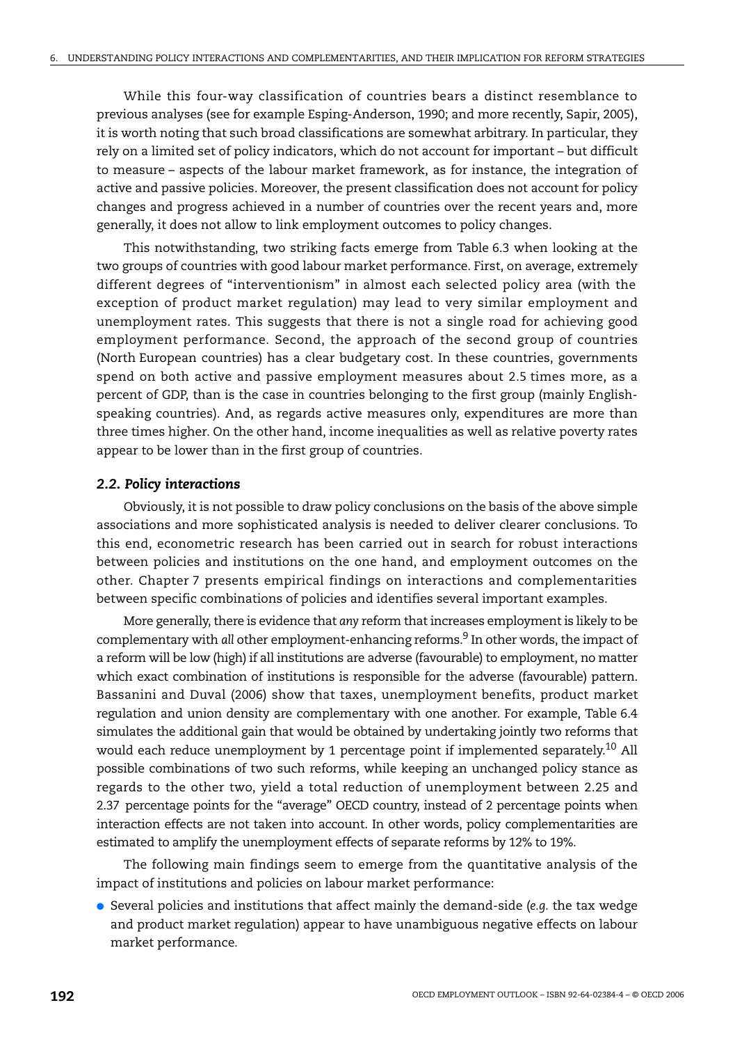While this four-way classification of countries bears a distinct resemblance to previous analyses (see for example Esping-Anderson, 1990; and more recently, Sapir, 2005), it is worth noting that such broad classifications are somewhat arbitrary. In particular, they rely on a limited set of policy indicators, which do not account for important – but difficult to measure – aspects of the labour market framework, as for instance, the integration of active and passive policies. Moreover, the present classification does not account for policy changes and progress achieved in a number of countries over the recent years and, more generally, it does not allow to link employment outcomes to policy changes.

This notwithstanding, two striking facts emerge from Table 6.3 when looking at the two groups of countries with good labour market performance. First, on average, extremely different degrees of "interventionism" in almost each selected policy area (with the exception of product market regulation) may lead to very similar employment and unemployment rates. This suggests that there is not a single road for achieving good employment performance. Second, the approach of the second group of countries (North European countries) has a clear budgetary cost. In these countries, governments spend on both active and passive employment measures about 2.5 times more, as a percent of GDP, than is the case in countries belonging to the first group (mainly English-speaking countries). And, as regards active measures only, expenditures are more than three times higher. On the other hand, income inequalities as well as relative poverty rates appear to be lower than in the first group of countries.

### *2.2. Policy interactions*

Obviously, it is not possible to draw policy conclusions on the basis of the above simple associations and more sophisticated analysis is needed to deliver clearer conclusions. To this end, econometric research has been carried out in search for robust interactions between policies and institutions on the one hand, and employment outcomes on the other. Chapter 7 presents empirical findings on interactions and complementarities between specific combinations of policies and identifies several important examples.

More generally, there is evidence that *any* reform that increases employment is likely to be complementary with *all* other employment-enhancing reforms.[9] In other words, the impact of a reform will be low (high) if all institutions are adverse (favourable) to employment, no matter which exact combination of institutions is responsible for the adverse (favourable) pattern. Bassanini and Duval (2006) show that taxes, unemployment benefits, product market regulation and union density are complementary with one another. For example, Table 6.4 simulates the additional gain that would be obtained by undertaking jointly two reforms that would each reduce unemployment by 1 percentage point if implemented separately.[10] All possible combinations of two such reforms, while keeping an unchanged policy stance as regards to the other two, yield a total reduction of unemployment between 2.25 and 2.37 percentage points for the "average" OECD country, instead of 2 percentage points when interaction effects are not taken into account. In other words, policy complementarities are estimated to amplify the unemployment effects of separate reforms by 12% to 19%.

The following main findings seem to emerge from the quantitative analysis of the impact of institutions and policies on labour market performance:

- Several policies and institutions that affect mainly the demand-side (*e.g.* the tax wedge and product market regulation) appear to have unambiguous negative effects on labour market performance.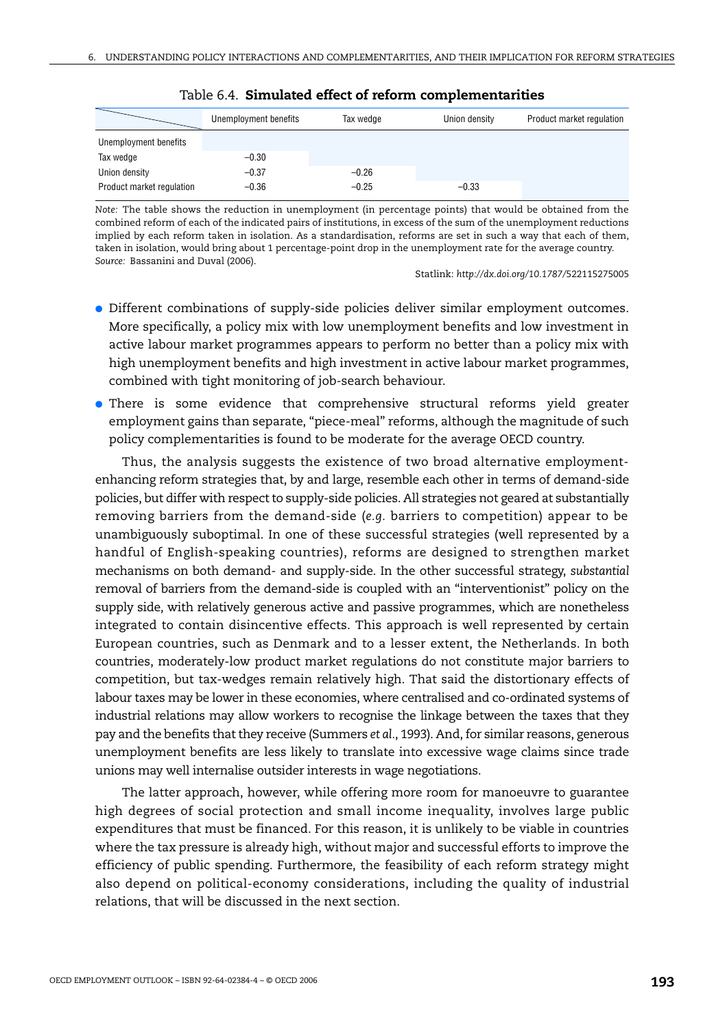Table 6.4. **Simulated effect of reform complementarities**

| | Unemployment benefits | Tax wedge | Union density | Product market regulation |
|---|---|---|---|---|
| Unemployment benefits | | | | |
| Tax wedge | −0.30 | | | |
| Union density | −0.37 | −0.26 | | |
| Product market regulation | −0.36 | −0.25 | −0.33 | |

*Note:* The table shows the reduction in unemployment (in percentage points) that would be obtained from the combined reform of each of the indicated pairs of institutions, in excess of the sum of the unemployment reductions implied by each reform taken in isolation. As a standardisation, reforms are set in such a way that each of them, taken in isolation, would bring about 1 percentage-point drop in the unemployment rate for the average country.
*Source:* Bassanini and Duval (2006).

Statlink: *http://dx.doi.org/10.1787/522115275005*

- Different combinations of supply-side policies deliver similar employment outcomes. More specifically, a policy mix with low unemployment benefits and low investment in active labour market programmes appears to perform no better than a policy mix with high unemployment benefits and high investment in active labour market programmes, combined with tight monitoring of job-search behaviour.
- There is some evidence that comprehensive structural reforms yield greater employment gains than separate, "piece-meal" reforms, although the magnitude of such policy complementarities is found to be moderate for the average OECD country.

Thus, the analysis suggests the existence of two broad alternative employment-enhancing reform strategies that, by and large, resemble each other in terms of demand-side policies, but differ with respect to supply-side policies. All strategies not geared at substantially removing barriers from the demand-side (*e.g.* barriers to competition) appear to be unambiguously suboptimal. In one of these successful strategies (well represented by a handful of English-speaking countries), reforms are designed to strengthen market mechanisms on both demand- and supply-side. In the other successful strategy, *substantial* removal of barriers from the demand-side is coupled with an "interventionist" policy on the supply side, with relatively generous active and passive programmes, which are nonetheless integrated to contain disincentive effects. This approach is well represented by certain European countries, such as Denmark and to a lesser extent, the Netherlands. In both countries, moderately-low product market regulations do not constitute major barriers to competition, but tax-wedges remain relatively high. That said the distortionary effects of labour taxes may be lower in these economies, where centralised and co-ordinated systems of industrial relations may allow workers to recognise the linkage between the taxes that they pay and the benefits that they receive (Summers *et al.*, 1993). And, for similar reasons, generous unemployment benefits are less likely to translate into excessive wage claims since trade unions may well internalise outsider interests in wage negotiations.

The latter approach, however, while offering more room for manoeuvre to guarantee high degrees of social protection and small income inequality, involves large public expenditures that must be financed. For this reason, it is unlikely to be viable in countries where the tax pressure is already high, without major and successful efforts to improve the efficiency of public spending. Furthermore, the feasibility of each reform strategy might also depend on political-economy considerations, including the quality of industrial relations, that will be discussed in the next section.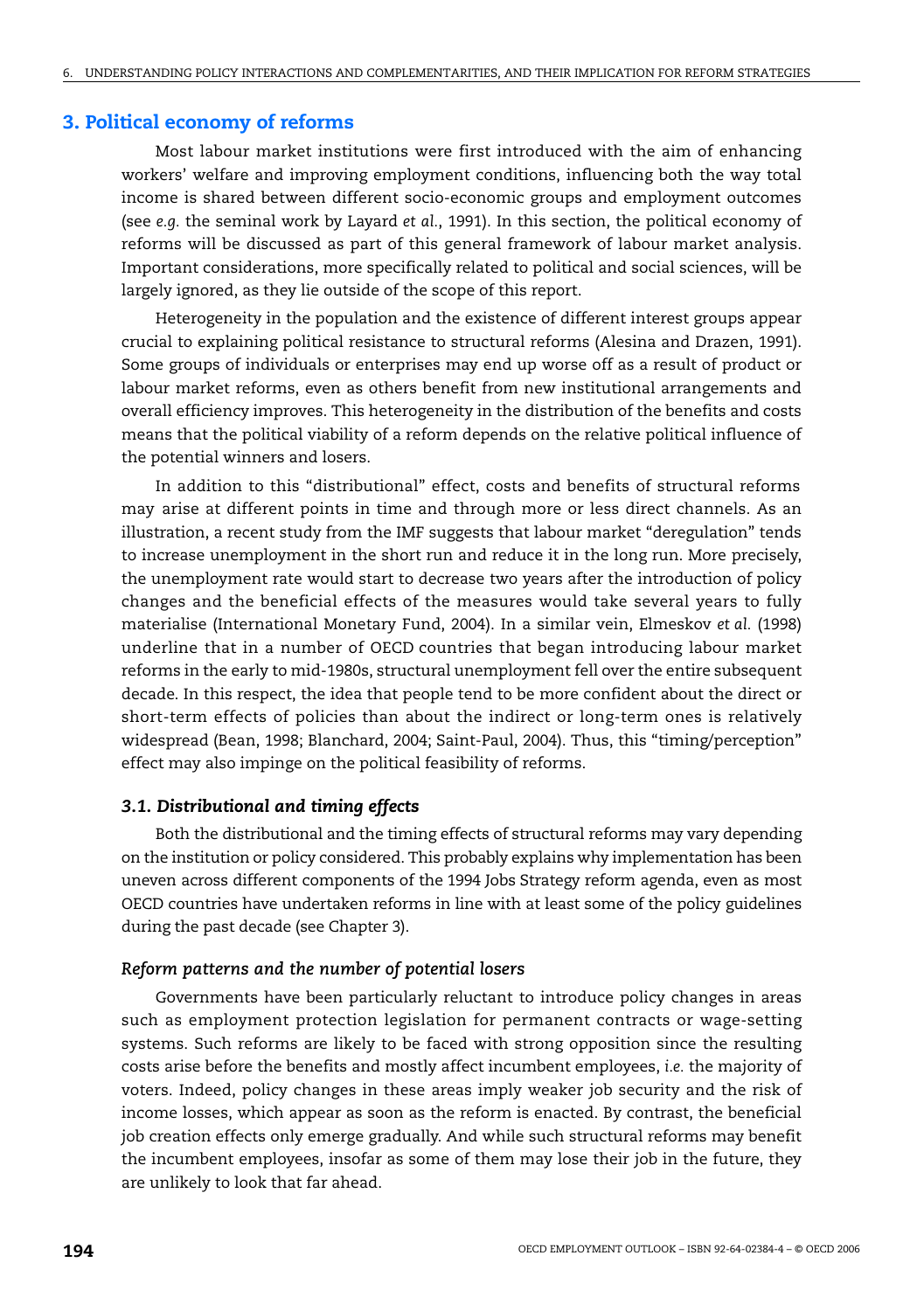## 3. Political economy of reforms

Most labour market institutions were first introduced with the aim of enhancing workers' welfare and improving employment conditions, influencing both the way total income is shared between different socio-economic groups and employment outcomes (see *e.g.* the seminal work by Layard *et al.*, 1991). In this section, the political economy of reforms will be discussed as part of this general framework of labour market analysis. Important considerations, more specifically related to political and social sciences, will be largely ignored, as they lie outside of the scope of this report.

Heterogeneity in the population and the existence of different interest groups appear crucial to explaining political resistance to structural reforms (Alesina and Drazen, 1991). Some groups of individuals or enterprises may end up worse off as a result of product or labour market reforms, even as others benefit from new institutional arrangements and overall efficiency improves. This heterogeneity in the distribution of the benefits and costs means that the political viability of a reform depends on the relative political influence of the potential winners and losers.

In addition to this "distributional" effect, costs and benefits of structural reforms may arise at different points in time and through more or less direct channels. As an illustration, a recent study from the IMF suggests that labour market "deregulation" tends to increase unemployment in the short run and reduce it in the long run. More precisely, the unemployment rate would start to decrease two years after the introduction of policy changes and the beneficial effects of the measures would take several years to fully materialise (International Monetary Fund, 2004). In a similar vein, Elmeskov *et al.* (1998) underline that in a number of OECD countries that began introducing labour market reforms in the early to mid-1980s, structural unemployment fell over the entire subsequent decade. In this respect, the idea that people tend to be more confident about the direct or short-term effects of policies than about the indirect or long-term ones is relatively widespread (Bean, 1998; Blanchard, 2004; Saint-Paul, 2004). Thus, this "timing/perception" effect may also impinge on the political feasibility of reforms.

### *3.1. Distributional and timing effects*

Both the distributional and the timing effects of structural reforms may vary depending on the institution or policy considered. This probably explains why implementation has been uneven across different components of the 1994 Jobs Strategy reform agenda, even as most OECD countries have undertaken reforms in line with at least some of the policy guidelines during the past decade (see Chapter 3).

#### *Reform patterns and the number of potential losers*

Governments have been particularly reluctant to introduce policy changes in areas such as employment protection legislation for permanent contracts or wage-setting systems. Such reforms are likely to be faced with strong opposition since the resulting costs arise before the benefits and mostly affect incumbent employees, *i.e.* the majority of voters. Indeed, policy changes in these areas imply weaker job security and the risk of income losses, which appear as soon as the reform is enacted. By contrast, the beneficial job creation effects only emerge gradually. And while such structural reforms may benefit the incumbent employees, insofar as some of them may lose their job in the future, they are unlikely to look that far ahead.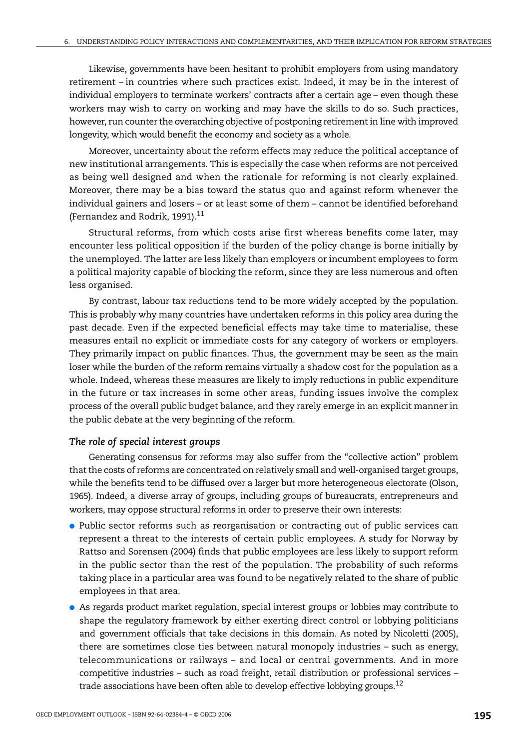Likewise, governments have been hesitant to prohibit employers from using mandatory retirement – in countries where such practices exist. Indeed, it may be in the interest of individual employers to terminate workers' contracts after a certain age – even though these workers may wish to carry on working and may have the skills to do so. Such practices, however, run counter the overarching objective of postponing retirement in line with improved longevity, which would benefit the economy and society as a whole.

Moreover, uncertainty about the reform effects may reduce the political acceptance of new institutional arrangements. This is especially the case when reforms are not perceived as being well designed and when the rationale for reforming is not clearly explained. Moreover, there may be a bias toward the status quo and against reform whenever the individual gainers and losers – or at least some of them – cannot be identified beforehand (Fernandez and Rodrik, 1991).[11]

Structural reforms, from which costs arise first whereas benefits come later, may encounter less political opposition if the burden of the policy change is borne initially by the unemployed. The latter are less likely than employers or incumbent employees to form a political majority capable of blocking the reform, since they are less numerous and often less organised.

By contrast, labour tax reductions tend to be more widely accepted by the population. This is probably why many countries have undertaken reforms in this policy area during the past decade. Even if the expected beneficial effects may take time to materialise, these measures entail no explicit or immediate costs for any category of workers or employers. They primarily impact on public finances. Thus, the government may be seen as the main loser while the burden of the reform remains virtually a shadow cost for the population as a whole. Indeed, whereas these measures are likely to imply reductions in public expenditure in the future or tax increases in some other areas, funding issues involve the complex process of the overall public budget balance, and they rarely emerge in an explicit manner in the public debate at the very beginning of the reform.

### *The role of special interest groups*

Generating consensus for reforms may also suffer from the "collective action" problem that the costs of reforms are concentrated on relatively small and well-organised target groups, while the benefits tend to be diffused over a larger but more heterogeneous electorate (Olson, 1965). Indeed, a diverse array of groups, including groups of bureaucrats, entrepreneurs and workers, may oppose structural reforms in order to preserve their own interests:

- Public sector reforms such as reorganisation or contracting out of public services can represent a threat to the interests of certain public employees. A study for Norway by Rattso and Sorensen (2004) finds that public employees are less likely to support reform in the public sector than the rest of the population. The probability of such reforms taking place in a particular area was found to be negatively related to the share of public employees in that area.
- As regards product market regulation, special interest groups or lobbies may contribute to shape the regulatory framework by either exerting direct control or lobbying politicians and government officials that take decisions in this domain. As noted by Nicoletti (2005), there are sometimes close ties between natural monopoly industries – such as energy, telecommunications or railways – and local or central governments. And in more competitive industries – such as road freight, retail distribution or professional services – trade associations have been often able to develop effective lobbying groups.[12]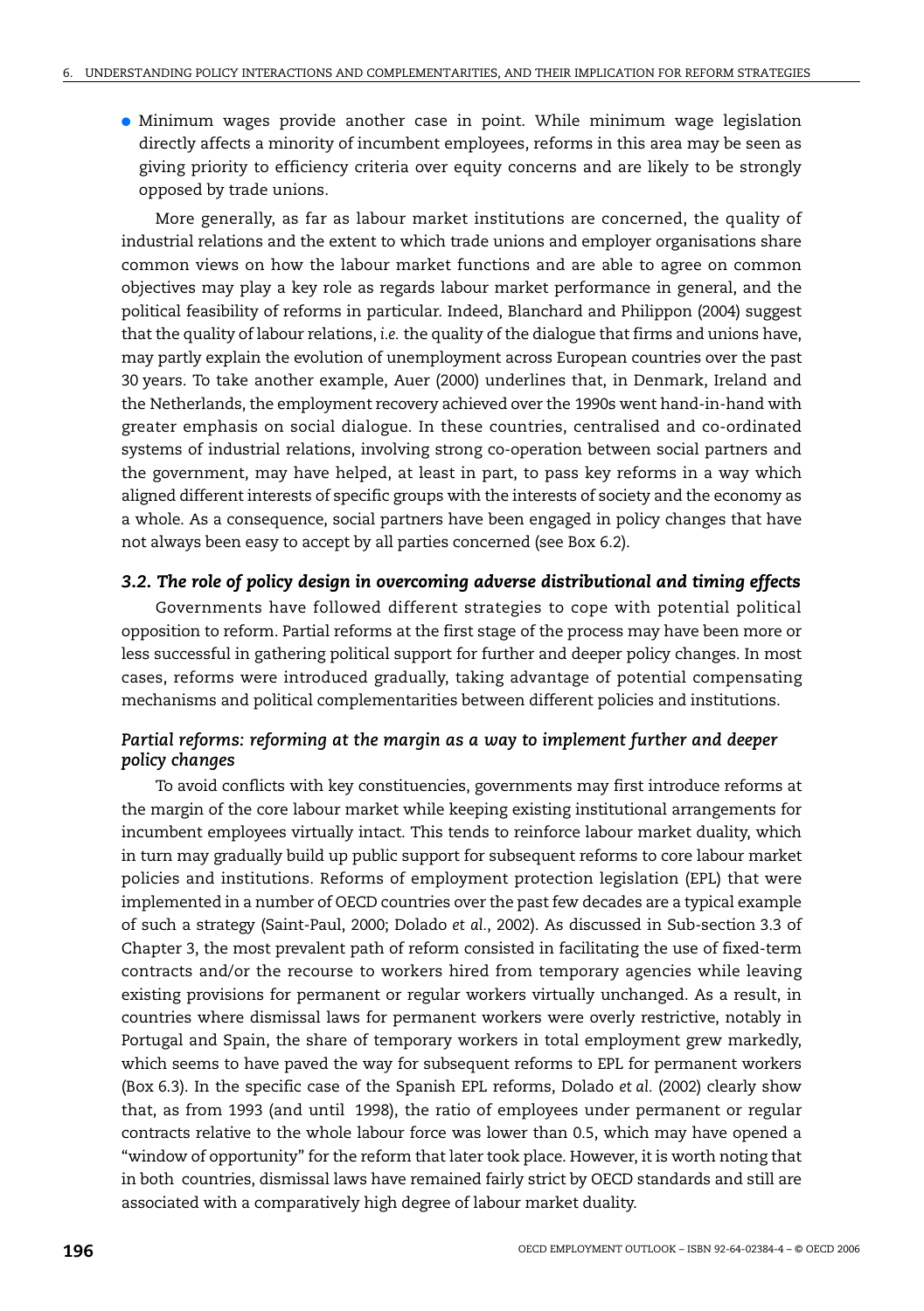- Minimum wages provide another case in point. While minimum wage legislation directly affects a minority of incumbent employees, reforms in this area may be seen as giving priority to efficiency criteria over equity concerns and are likely to be strongly opposed by trade unions.

More generally, as far as labour market institutions are concerned, the quality of industrial relations and the extent to which trade unions and employer organisations share common views on how the labour market functions and are able to agree on common objectives may play a key role as regards labour market performance in general, and the political feasibility of reforms in particular. Indeed, Blanchard and Philippon (2004) suggest that the quality of labour relations, *i.e.* the quality of the dialogue that firms and unions have, may partly explain the evolution of unemployment across European countries over the past 30 years. To take another example, Auer (2000) underlines that, in Denmark, Ireland and the Netherlands, the employment recovery achieved over the 1990s went hand-in-hand with greater emphasis on social dialogue. In these countries, centralised and co-ordinated systems of industrial relations, involving strong co-operation between social partners and the government, may have helped, at least in part, to pass key reforms in a way which aligned different interests of specific groups with the interests of society and the economy as a whole. As a consequence, social partners have been engaged in policy changes that have not always been easy to accept by all parties concerned (see Box 6.2).

### *3.2. The role of policy design in overcoming adverse distributional and timing effects*

Governments have followed different strategies to cope with potential political opposition to reform. Partial reforms at the first stage of the process may have been more or less successful in gathering political support for further and deeper policy changes. In most cases, reforms were introduced gradually, taking advantage of potential compensating mechanisms and political complementarities between different policies and institutions.

#### *Partial reforms: reforming at the margin as a way to implement further and deeper policy changes*

To avoid conflicts with key constituencies, governments may first introduce reforms at the margin of the core labour market while keeping existing institutional arrangements for incumbent employees virtually intact. This tends to reinforce labour market duality, which in turn may gradually build up public support for subsequent reforms to core labour market policies and institutions. Reforms of employment protection legislation (EPL) that were implemented in a number of OECD countries over the past few decades are a typical example of such a strategy (Saint-Paul, 2000; Dolado *et al.*, 2002). As discussed in Sub-section 3.3 of Chapter 3, the most prevalent path of reform consisted in facilitating the use of fixed-term contracts and/or the recourse to workers hired from temporary agencies while leaving existing provisions for permanent or regular workers virtually unchanged. As a result, in countries where dismissal laws for permanent workers were overly restrictive, notably in Portugal and Spain, the share of temporary workers in total employment grew markedly, which seems to have paved the way for subsequent reforms to EPL for permanent workers (Box 6.3). In the specific case of the Spanish EPL reforms, Dolado *et al.* (2002) clearly show that, as from 1993 (and until 1998), the ratio of employees under permanent or regular contracts relative to the whole labour force was lower than 0.5, which may have opened a "window of opportunity" for the reform that later took place. However, it is worth noting that in both countries, dismissal laws have remained fairly strict by OECD standards and still are associated with a comparatively high degree of labour market duality.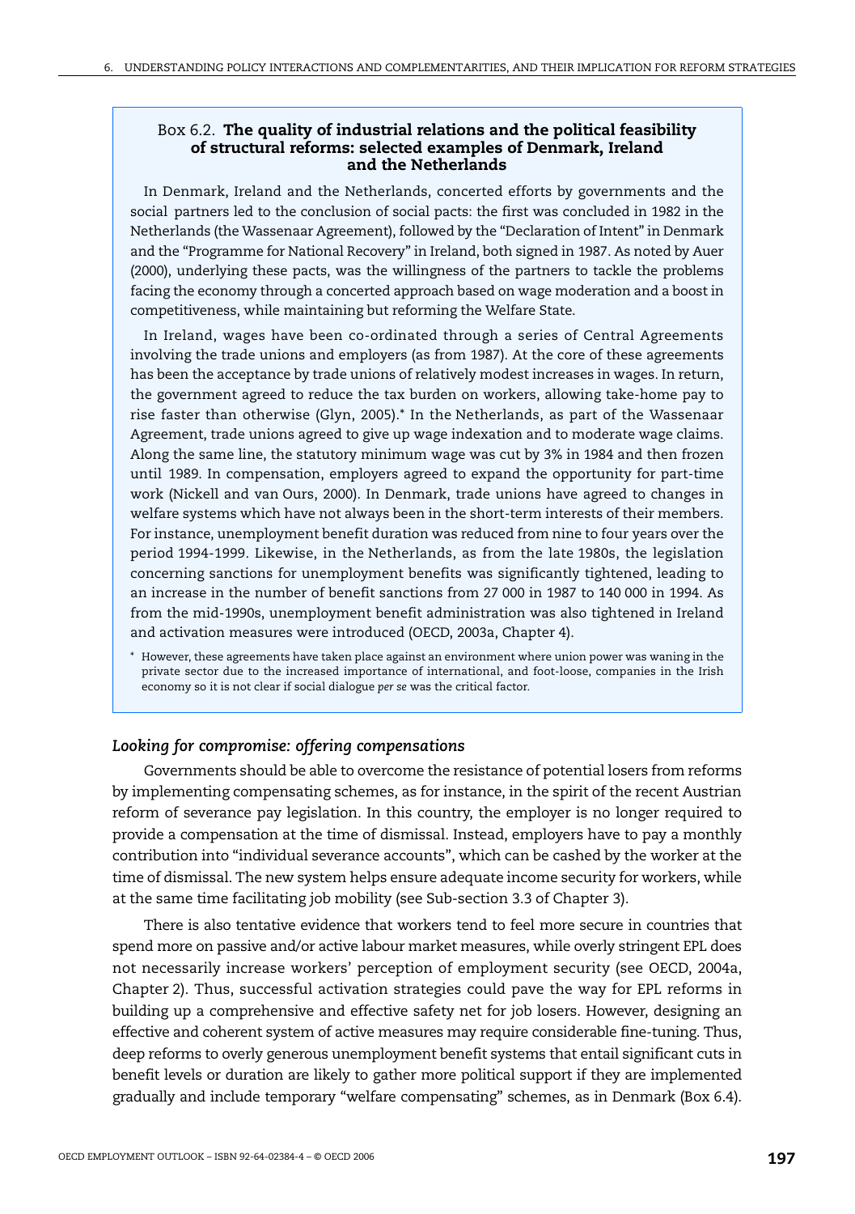**Box 6.2. The quality of industrial relations and the political feasibility of structural reforms: selected examples of Denmark, Ireland and the Netherlands**

In Denmark, Ireland and the Netherlands, concerted efforts by governments and the social partners led to the conclusion of social pacts: the first was concluded in 1982 in the Netherlands (the Wassenaar Agreement), followed by the "Declaration of Intent" in Denmark and the "Programme for National Recovery" in Ireland, both signed in 1987. As noted by Auer (2000), underlying these pacts, was the willingness of the partners to tackle the problems facing the economy through a concerted approach based on wage moderation and a boost in competitiveness, while maintaining but reforming the Welfare State.

In Ireland, wages have been co-ordinated through a series of Central Agreements involving the trade unions and employers (as from 1987). At the core of these agreements has been the acceptance by trade unions of relatively modest increases in wages. In return, the government agreed to reduce the tax burden on workers, allowing take-home pay to rise faster than otherwise (Glyn, 2005).* In the Netherlands, as part of the Wassenaar Agreement, trade unions agreed to give up wage indexation and to moderate wage claims. Along the same line, the statutory minimum wage was cut by 3% in 1984 and then frozen until 1989. In compensation, employers agreed to expand the opportunity for part-time work (Nickell and van Ours, 2000). In Denmark, trade unions have agreed to changes in welfare systems which have not always been in the short-term interests of their members. For instance, unemployment benefit duration was reduced from nine to four years over the period 1994-1999. Likewise, in the Netherlands, as from the late 1980s, the legislation concerning sanctions for unemployment benefits was significantly tightened, leading to an increase in the number of benefit sanctions from 27 000 in 1987 to 140 000 in 1994. As from the mid-1990s, unemployment benefit administration was also tightened in Ireland and activation measures were introduced (OECD, 2003a, Chapter 4).

\* However, these agreements have taken place against an environment where union power was waning in the private sector due to the increased importance of international, and foot-loose, companies in the Irish economy so it is not clear if social dialogue *per se* was the critical factor.

### *Looking for compromise: offering compensations*

Governments should be able to overcome the resistance of potential losers from reforms by implementing compensating schemes, as for instance, in the spirit of the recent Austrian reform of severance pay legislation. In this country, the employer is no longer required to provide a compensation at the time of dismissal. Instead, employers have to pay a monthly contribution into "individual severance accounts", which can be cashed by the worker at the time of dismissal. The new system helps ensure adequate income security for workers, while at the same time facilitating job mobility (see Sub-section 3.3 of Chapter 3).

There is also tentative evidence that workers tend to feel more secure in countries that spend more on passive and/or active labour market measures, while overly stringent EPL does not necessarily increase workers' perception of employment security (see OECD, 2004a, Chapter 2). Thus, successful activation strategies could pave the way for EPL reforms in building up a comprehensive and effective safety net for job losers. However, designing an effective and coherent system of active measures may require considerable fine-tuning. Thus, deep reforms to overly generous unemployment benefit systems that entail significant cuts in benefit levels or duration are likely to gather more political support if they are implemented gradually and include temporary "welfare compensating" schemes, as in Denmark (Box 6.4).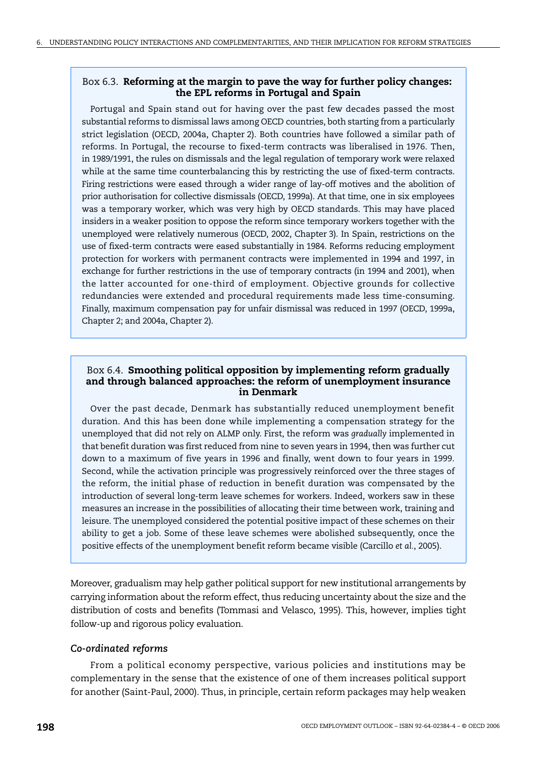### Box 6.3. **Reforming at the margin to pave the way for further policy changes: the EPL reforms in Portugal and Spain**

Portugal and Spain stand out for having over the past few decades passed the most substantial reforms to dismissal laws among OECD countries, both starting from a particularly strict legislation (OECD, 2004a, Chapter 2). Both countries have followed a similar path of reforms. In Portugal, the recourse to fixed-term contracts was liberalised in 1976. Then, in 1989/1991, the rules on dismissals and the legal regulation of temporary work were relaxed while at the same time counterbalancing this by restricting the use of fixed-term contracts. Firing restrictions were eased through a wider range of lay-off motives and the abolition of prior authorisation for collective dismissals (OECD, 1999a). At that time, one in six employees was a temporary worker, which was very high by OECD standards. This may have placed insiders in a weaker position to oppose the reform since temporary workers together with the unemployed were relatively numerous (OECD, 2002, Chapter 3). In Spain, restrictions on the use of fixed-term contracts were eased substantially in 1984. Reforms reducing employment protection for workers with permanent contracts were implemented in 1994 and 1997, in exchange for further restrictions in the use of temporary contracts (in 1994 and 2001), when the latter accounted for one-third of employment. Objective grounds for collective redundancies were extended and procedural requirements made less time-consuming. Finally, maximum compensation pay for unfair dismissal was reduced in 1997 (OECD, 1999a, Chapter 2; and 2004a, Chapter 2).

### Box 6.4. **Smoothing political opposition by implementing reform gradually and through balanced approaches: the reform of unemployment insurance in Denmark**

Over the past decade, Denmark has substantially reduced unemployment benefit duration. And this has been done while implementing a compensation strategy for the unemployed that did not rely on ALMP only. First, the reform was *gradually* implemented in that benefit duration was first reduced from nine to seven years in 1994, then was further cut down to a maximum of five years in 1996 and finally, went down to four years in 1999. Second, while the activation principle was progressively reinforced over the three stages of the reform, the initial phase of reduction in benefit duration was compensated by the introduction of several long-term leave schemes for workers. Indeed, workers saw in these measures an increase in the possibilities of allocating their time between work, training and leisure. The unemployed considered the potential positive impact of these schemes on their ability to get a job. Some of these leave schemes were abolished subsequently, once the positive effects of the unemployment benefit reform became visible (Carcillo *et al.*, 2005).

Moreover, gradualism may help gather political support for new institutional arrangements by carrying information about the reform effect, thus reducing uncertainty about the size and the distribution of costs and benefits (Tommasi and Velasco, 1995). This, however, implies tight follow-up and rigorous policy evaluation.

#### *Co-ordinated reforms*

From a political economy perspective, various policies and institutions may be complementary in the sense that the existence of one of them increases political support for another (Saint-Paul, 2000). Thus, in principle, certain reform packages may help weaken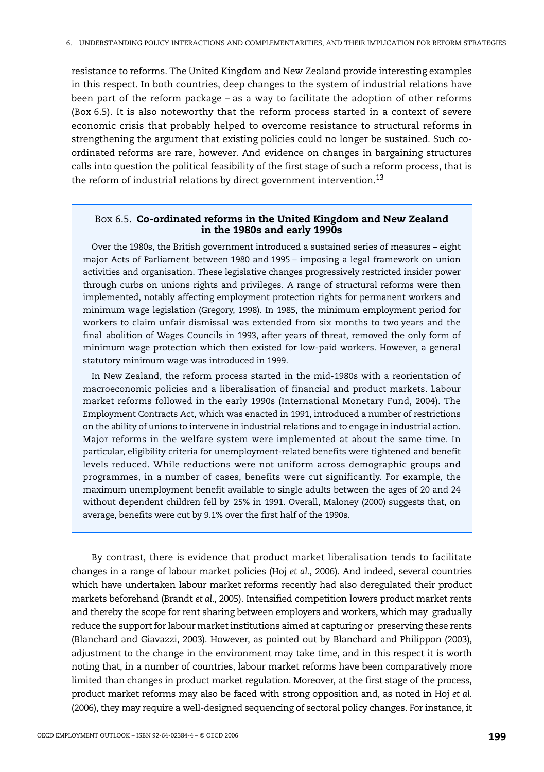resistance to reforms. The United Kingdom and New Zealand provide interesting examples in this respect. In both countries, deep changes to the system of industrial relations have been part of the reform package – as a way to facilitate the adoption of other reforms (Box 6.5). It is also noteworthy that the reform process started in a context of severe economic crisis that probably helped to overcome resistance to structural reforms in strengthening the argument that existing policies could no longer be sustained. Such co-ordinated reforms are rare, however. And evidence on changes in bargaining structures calls into question the political feasibility of the first stage of such a reform process, that is the reform of industrial relations by direct government intervention.[13]

### Box 6.5. Co-ordinated reforms in the United Kingdom and New Zealand in the 1980s and early 1990s

Over the 1980s, the British government introduced a sustained series of measures – eight major Acts of Parliament between 1980 and 1995 – imposing a legal framework on union activities and organisation. These legislative changes progressively restricted insider power through curbs on unions rights and privileges. A range of structural reforms were then implemented, notably affecting employment protection rights for permanent workers and minimum wage legislation (Gregory, 1998). In 1985, the minimum employment period for workers to claim unfair dismissal was extended from six months to two years and the final abolition of Wages Councils in 1993, after years of threat, removed the only form of minimum wage protection which then existed for low-paid workers. However, a general statutory minimum wage was introduced in 1999.

In New Zealand, the reform process started in the mid-1980s with a reorientation of macroeconomic policies and a liberalisation of financial and product markets. Labour market reforms followed in the early 1990s (International Monetary Fund, 2004). The Employment Contracts Act, which was enacted in 1991, introduced a number of restrictions on the ability of unions to intervene in industrial relations and to engage in industrial action. Major reforms in the welfare system were implemented at about the same time. In particular, eligibility criteria for unemployment-related benefits were tightened and benefit levels reduced. While reductions were not uniform across demographic groups and programmes, in a number of cases, benefits were cut significantly. For example, the maximum unemployment benefit available to single adults between the ages of 20 and 24 without dependent children fell by 25% in 1991. Overall, Maloney (2000) suggests that, on average, benefits were cut by 9.1% over the first half of the 1990s.

By contrast, there is evidence that product market liberalisation tends to facilitate changes in a range of labour market policies (Hoj *et al.*, 2006). And indeed, several countries which have undertaken labour market reforms recently had also deregulated their product markets beforehand (Brandt *et al.*, 2005). Intensified competition lowers product market rents and thereby the scope for rent sharing between employers and workers, which may gradually reduce the support for labour market institutions aimed at capturing or preserving these rents (Blanchard and Giavazzi, 2003). However, as pointed out by Blanchard and Philippon (2003), adjustment to the change in the environment may take time, and in this respect it is worth noting that, in a number of countries, labour market reforms have been comparatively more limited than changes in product market regulation. Moreover, at the first stage of the process, product market reforms may also be faced with strong opposition and, as noted in Hoj *et al.* (2006), they may require a well-designed sequencing of sectoral policy changes. For instance, it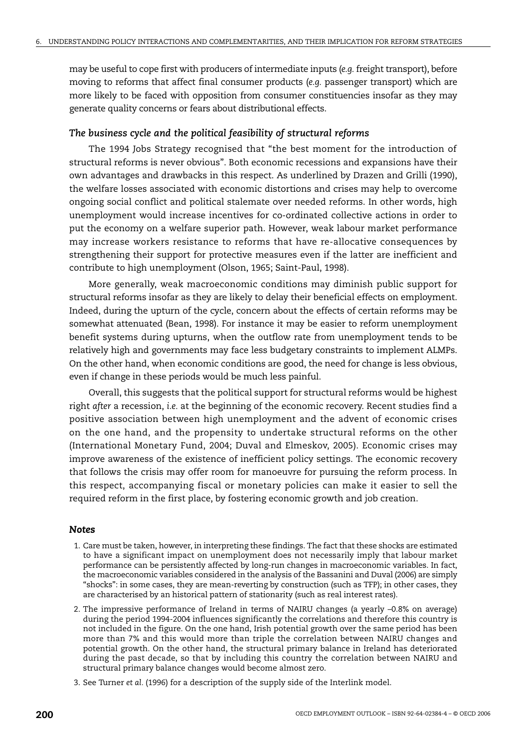may be useful to cope first with producers of intermediate inputs (*e.g.* freight transport), before moving to reforms that affect final consumer products (*e.g.* passenger transport) which are more likely to be faced with opposition from consumer constituencies insofar as they may generate quality concerns or fears about distributional effects.

### *The business cycle and the political feasibility of structural reforms*

The 1994 Jobs Strategy recognised that "the best moment for the introduction of structural reforms is never obvious". Both economic recessions and expansions have their own advantages and drawbacks in this respect. As underlined by Drazen and Grilli (1990), the welfare losses associated with economic distortions and crises may help to overcome ongoing social conflict and political stalemate over needed reforms. In other words, high unemployment would increase incentives for co-ordinated collective actions in order to put the economy on a welfare superior path. However, weak labour market performance may increase workers resistance to reforms that have re-allocative consequences by strengthening their support for protective measures even if the latter are inefficient and contribute to high unemployment (Olson, 1965; Saint-Paul, 1998).

More generally, weak macroeconomic conditions may diminish public support for structural reforms insofar as they are likely to delay their beneficial effects on employment. Indeed, during the upturn of the cycle, concern about the effects of certain reforms may be somewhat attenuated (Bean, 1998). For instance it may be easier to reform unemployment benefit systems during upturns, when the outflow rate from unemployment tends to be relatively high and governments may face less budgetary constraints to implement ALMPs. On the other hand, when economic conditions are good, the need for change is less obvious, even if change in these periods would be much less painful.

Overall, this suggests that the political support for structural reforms would be highest right *after* a recession, *i.e.* at the beginning of the economic recovery. Recent studies find a positive association between high unemployment and the advent of economic crises on the one hand, and the propensity to undertake structural reforms on the other (International Monetary Fund, 2004; Duval and Elmeskov, 2005). Economic crises may improve awareness of the existence of inefficient policy settings. The economic recovery that follows the crisis may offer room for manoeuvre for pursuing the reform process. In this respect, accompanying fiscal or monetary policies can make it easier to sell the required reform in the first place, by fostering economic growth and job creation.

### *Notes*

1. Care must be taken, however, in interpreting these findings. The fact that these shocks are estimated to have a significant impact on unemployment does not necessarily imply that labour market performance can be persistently affected by long-run changes in macroeconomic variables. In fact, the macroeconomic variables considered in the analysis of the Bassanini and Duval (2006) are simply "shocks": in some cases, they are mean-reverting by construction (such as TFP); in other cases, they are characterised by an historical pattern of stationarity (such as real interest rates).
2. The impressive performance of Ireland in terms of NAIRU changes (a yearly –0.8% on average) during the period 1994-2004 influences significantly the correlations and therefore this country is not included in the figure. On the one hand, Irish potential growth over the same period has been more than 7% and this would more than triple the correlation between NAIRU changes and potential growth. On the other hand, the structural primary balance in Ireland has deteriorated during the past decade, so that by including this country the correlation between NAIRU and structural primary balance changes would become almost zero.
3. See Turner *et al.* (1996) for a description of the supply side of the Interlink model.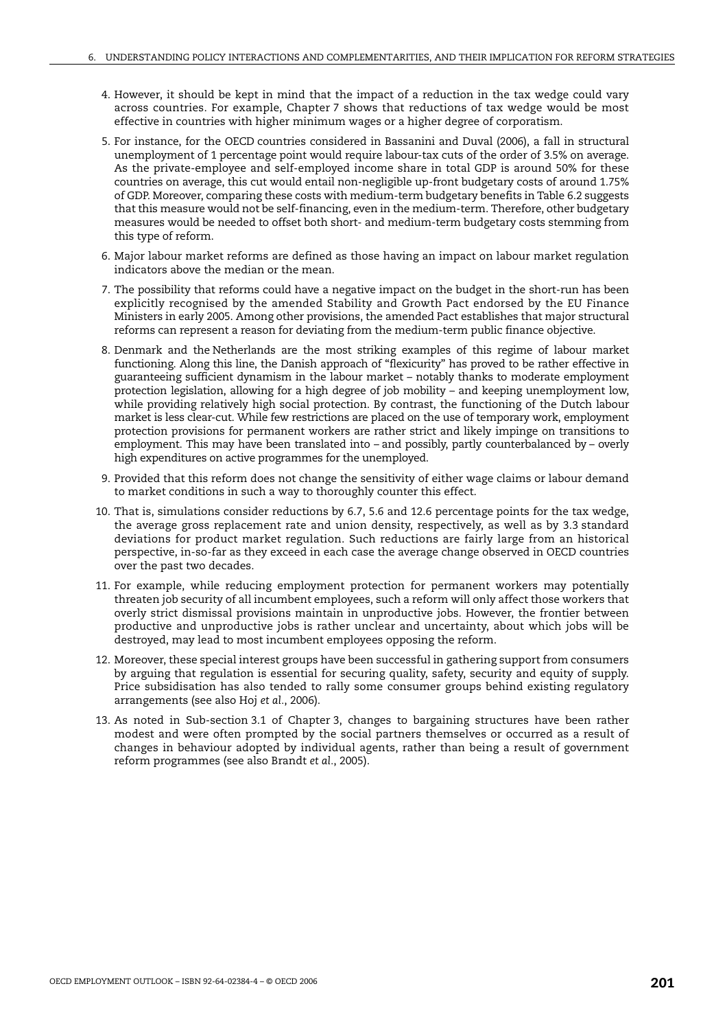4. However, it should be kept in mind that the impact of a reduction in the tax wedge could vary across countries. For example, Chapter 7 shows that reductions of tax wedge would be most effective in countries with higher minimum wages or a higher degree of corporatism.

5. For instance, for the OECD countries considered in Bassanini and Duval (2006), a fall in structural unemployment of 1 percentage point would require labour-tax cuts of the order of 3.5% on average. As the private-employee and self-employed income share in total GDP is around 50% for these countries on average, this cut would entail non-negligible up-front budgetary costs of around 1.75% of GDP. Moreover, comparing these costs with medium-term budgetary benefits in Table 6.2 suggests that this measure would not be self-financing, even in the medium-term. Therefore, other budgetary measures would be needed to offset both short- and medium-term budgetary costs stemming from this type of reform.

6. Major labour market reforms are defined as those having an impact on labour market regulation indicators above the median or the mean.

7. The possibility that reforms could have a negative impact on the budget in the short-run has been explicitly recognised by the amended Stability and Growth Pact endorsed by the EU Finance Ministers in early 2005. Among other provisions, the amended Pact establishes that major structural reforms can represent a reason for deviating from the medium-term public finance objective.

8. Denmark and the Netherlands are the most striking examples of this regime of labour market functioning. Along this line, the Danish approach of "flexicurity" has proved to be rather effective in guaranteeing sufficient dynamism in the labour market – notably thanks to moderate employment protection legislation, allowing for a high degree of job mobility – and keeping unemployment low, while providing relatively high social protection. By contrast, the functioning of the Dutch labour market is less clear-cut. While few restrictions are placed on the use of temporary work, employment protection provisions for permanent workers are rather strict and likely impinge on transitions to employment. This may have been translated into – and possibly, partly counterbalanced by – overly high expenditures on active programmes for the unemployed.

9. Provided that this reform does not change the sensitivity of either wage claims or labour demand to market conditions in such a way to thoroughly counter this effect.

10. That is, simulations consider reductions by 6.7, 5.6 and 12.6 percentage points for the tax wedge, the average gross replacement rate and union density, respectively, as well as by 3.3 standard deviations for product market regulation. Such reductions are fairly large from an historical perspective, in-so-far as they exceed in each case the average change observed in OECD countries over the past two decades.

11. For example, while reducing employment protection for permanent workers may potentially threaten job security of all incumbent employees, such a reform will only affect those workers that overly strict dismissal provisions maintain in unproductive jobs. However, the frontier between productive and unproductive jobs is rather unclear and uncertainty, about which jobs will be destroyed, may lead to most incumbent employees opposing the reform.

12. Moreover, these special interest groups have been successful in gathering support from consumers by arguing that regulation is essential for securing quality, safety, security and equity of supply. Price subsidisation has also tended to rally some consumer groups behind existing regulatory arrangements (see also Hoj *et al.*, 2006).

13. As noted in Sub-section 3.1 of Chapter 3, changes to bargaining structures have been rather modest and were often prompted by the social partners themselves or occurred as a result of changes in behaviour adopted by individual agents, rather than being a result of government reform programmes (see also Brandt *et al.*, 2005).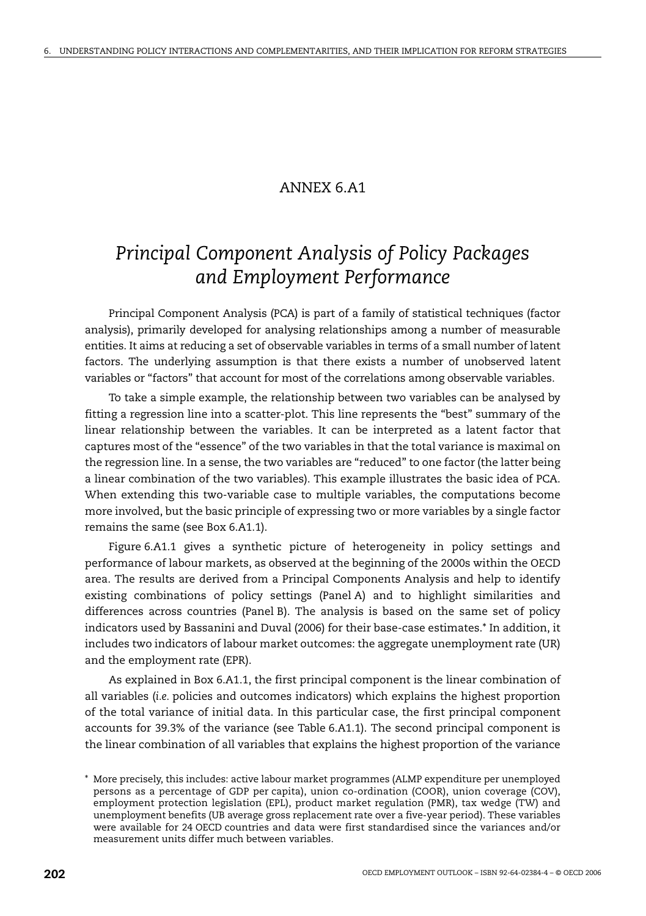# ANNEX 6.A1

## *Principal Component Analysis of Policy Packages and Employment Performance*

Principal Component Analysis (PCA) is part of a family of statistical techniques (factor analysis), primarily developed for analysing relationships among a number of measurable entities. It aims at reducing a set of observable variables in terms of a small number of latent factors. The underlying assumption is that there exists a number of unobserved latent variables or "factors" that account for most of the correlations among observable variables.

To take a simple example, the relationship between two variables can be analysed by fitting a regression line into a scatter-plot. This line represents the "best" summary of the linear relationship between the variables. It can be interpreted as a latent factor that captures most of the "essence" of the two variables in that the total variance is maximal on the regression line. In a sense, the two variables are "reduced" to one factor (the latter being a linear combination of the two variables). This example illustrates the basic idea of PCA. When extending this two-variable case to multiple variables, the computations become more involved, but the basic principle of expressing two or more variables by a single factor remains the same (see Box 6.A1.1).

Figure 6.A1.1 gives a synthetic picture of heterogeneity in policy settings and performance of labour markets, as observed at the beginning of the 2000s within the OECD area. The results are derived from a Principal Components Analysis and help to identify existing combinations of policy settings (Panel A) and to highlight similarities and differences across countries (Panel B). The analysis is based on the same set of policy indicators used by Bassanini and Duval (2006) for their base-case estimates.* In addition, it includes two indicators of labour market outcomes: the aggregate unemployment rate (UR) and the employment rate (EPR).

As explained in Box 6.A1.1, the first principal component is the linear combination of all variables (*i.e.* policies and outcomes indicators) which explains the highest proportion of the total variance of initial data. In this particular case, the first principal component accounts for 39.3% of the variance (see Table 6.A1.1). The second principal component is the linear combination of all variables that explains the highest proportion of the variance

\* More precisely, this includes: active labour market programmes (ALMP expenditure per unemployed persons as a percentage of GDP per capita), union co-ordination (COOR), union coverage (COV), employment protection legislation (EPL), product market regulation (PMR), tax wedge (TW) and unemployment benefits (UB average gross replacement rate over a five-year period). These variables were available for 24 OECD countries and data were first standardised since the variances and/or measurement units differ much between variables.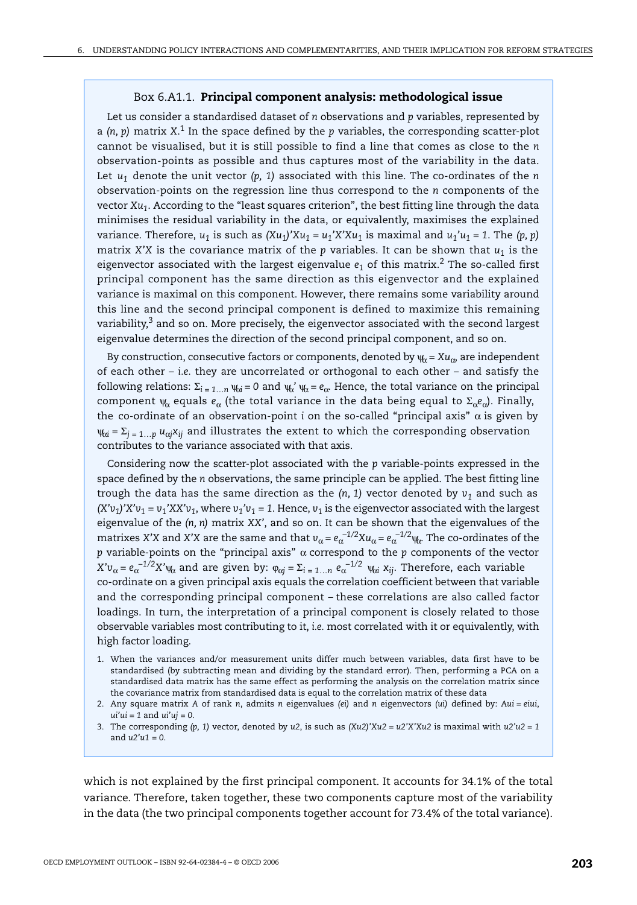### Box 6.A1.1. **Principal component analysis: methodological issue**

Let us consider a standardised dataset of $n$ observations and $p$ variables, represented by a $(n, p)$ matrix $X$.[1] In the space defined by the $p$ variables, the corresponding scatter-plot cannot be visualised, but it is still possible to find a line that comes as close to the $n$ observation-points as possible and thus captures most of the variability in the data. Let $u_1$ denote the unit vector $(p, 1)$ associated with this line. The co-ordinates of the $n$ observation-points on the regression line thus correspond to the $n$ components of the vector $Xu_1$. According to the "least squares criterion", the best fitting line through the data minimises the residual variability in the data, or equivalently, maximises the explained variance. Therefore, $u_1$ is such as $(Xu_1)'Xu_1 = u_1'X'Xu_1$ is maximal and $u_1'u_1 = 1$. The $(p, p)$ matrix $X'X$ is the covariance matrix of the $p$ variables. It can be shown that $u_1$ is the eigenvector associated with the largest eigenvalue $e_1$ of this matrix.[2] The so-called first principal component has the same direction as this eigenvector and the explained variance is maximal on this component. However, there remains some variability around this line and the second principal component is defined to maximize this remaining variability,[3] and so on. More precisely, the eigenvector associated with the second largest eigenvalue determines the direction of the second principal component, and so on.

By construction, consecutive factors or components, denoted by $\psi_\alpha = Xu_\alpha$, are independent of each other – *i.e.* they are uncorrelated or orthogonal to each other – and satisfy the following relations: $\Sigma_{i=1\ldots n}\, \psi_{\alpha i} = 0$ and $\psi_\alpha'\, \psi_\alpha = e_\alpha$. Hence, the total variance on the principal component $\psi_\alpha$ equals $e_\alpha$ (the total variance in the data being equal to $\Sigma_\alpha e_\alpha$). Finally, the co-ordinate of an observation-point $i$ on the so-called "principal axis" $\alpha$ is given by $\psi_{\alpha i} = \Sigma_{j=1\ldots p}\, u_{\alpha j} x_{ij}$ and illustrates the extent to which the corresponding observation contributes to the variance associated with that axis.

Considering now the scatter-plot associated with the $p$ variable-points expressed in the space defined by the $n$ observations, the same principle can be applied. The best fitting line trough the data has the same direction as the $(n, 1)$ vector denoted by $v_1$ and such as $(X'v_1)'X'v_1 = v_1'XX'v_1$, where $v_1'v_1 = 1$. Hence, $v_1$ is the eigenvector associated with the largest eigenvalue of the $(n, n)$ matrix $XX'$, and so on. It can be shown that the eigenvalues of the matrixes $X'X$ and $X'X$ are the same and that $v_\alpha = e_\alpha^{-1/2} X u_\alpha = e_\alpha^{-1/2} \psi_\alpha$. The co-ordinates of the $p$ variable-points on the "principal axis" $\alpha$ correspond to the $p$ components of the vector $X'v_\alpha = e_\alpha^{-1/2} X'\psi_\alpha$ and are given by: $\varphi_{\alpha j} = \Sigma_{i=1\ldots n}\, e_\alpha^{-1/2}\, \psi_{\alpha i}\, x_{ij}$. Therefore, each variable co-ordinate on a given principal axis equals the correlation coefficient between that variable and the corresponding principal component – these correlations are also called factor loadings. In turn, the interpretation of a principal component is closely related to those observable variables most contributing to it, *i.e.* most correlated with it or equivalently, with high factor loading.

1. When the variances and/or measurement units differ much between variables, data first have to be standardised (by subtracting mean and dividing by the standard error). Then, performing a PCA on a standardised data matrix has the same effect as performing the analysis on the correlation matrix since the covariance matrix from standardised data is equal to the correlation matrix of these data
2. Any square matrix $A$ of rank $n$, admits $n$ eigenvalues $(ei)$ and $n$ eigenvectors $(ui)$ defined by: $Aui = eiui$, $ui'ui = 1$ and $ui'uj = 0$.
3. The corresponding $(p, 1)$ vector, denoted by $u2$, is such as $(Xu2)'Xu2 = u2'X'Xu2$ is maximal with $u2'u2 = 1$ and $u2'u1 = 0$.

which is not explained by the first principal component. It accounts for 34.1% of the total variance. Therefore, taken together, these two components capture most of the variability in the data (the two principal components together account for 73.4% of the total variance).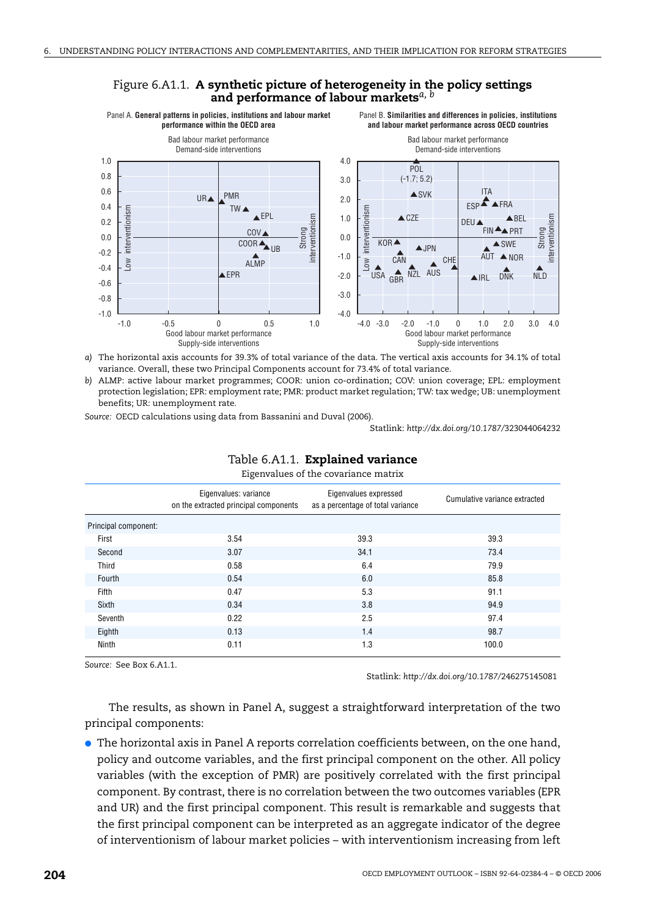## Figure 6.A1.1. **A synthetic picture of heterogeneity in the policy settings and performance of labour markets**[a, b]

Panel A. **General patterns in policies, institutions and labour market performance within the OECD area**

Panel B. **Similarities and differences in policies, institutions and labour market performance across OECD countries**

*a)* The horizontal axis accounts for 39.3% of total variance of the data. The vertical axis accounts for 34.1% of total variance. Overall, these two Principal Components account for 73.4% of total variance.

*b)* ALMP: active labour market programmes; COOR: union co-ordination; COV: union coverage; EPL: employment protection legislation; EPR: employment rate; PMR: product market regulation; TW: tax wedge; UB: unemployment benefits; UR: unemployment rate.

*Source:* OECD calculations using data from Bassanini and Duval (2006).

Statlink: *http://dx.doi.org/10.1787/323044064232*

## Table 6.A1.1. **Explained variance**

Eigenvalues of the covariance matrix

| | Eigenvalues: variance on the extracted principal components | Eigenvalues expressed as a percentage of total variance | Cumulative variance extracted |
|---|---|---|---|
| Principal component: | | | |
| First | 3.54 | 39.3 | 39.3 |
| Second | 3.07 | 34.1 | 73.4 |
| Third | 0.58 | 6.4 | 79.9 |
| Fourth | 0.54 | 6.0 | 85.8 |
| Fifth | 0.47 | 5.3 | 91.1 |
| Sixth | 0.34 | 3.8 | 94.9 |
| Seventh | 0.22 | 2.5 | 97.4 |
| Eighth | 0.13 | 1.4 | 98.7 |
| Ninth | 0.11 | 1.3 | 100.0 |

*Source:* See Box 6.A1.1.

Statlink: *http://dx.doi.org/10.1787/246275145081*

The results, as shown in Panel A, suggest a straightforward interpretation of the two principal components:

- The horizontal axis in Panel A reports correlation coefficients between, on the one hand, policy and outcome variables, and the first principal component on the other. All policy variables (with the exception of PMR) are positively correlated with the first principal component. By contrast, there is no correlation between the two outcomes variables (EPR and UR) and the first principal component. This result is remarkable and suggests that the first principal component can be interpreted as an aggregate indicator of the degree of interventionism of labour market policies – with interventionism increasing from left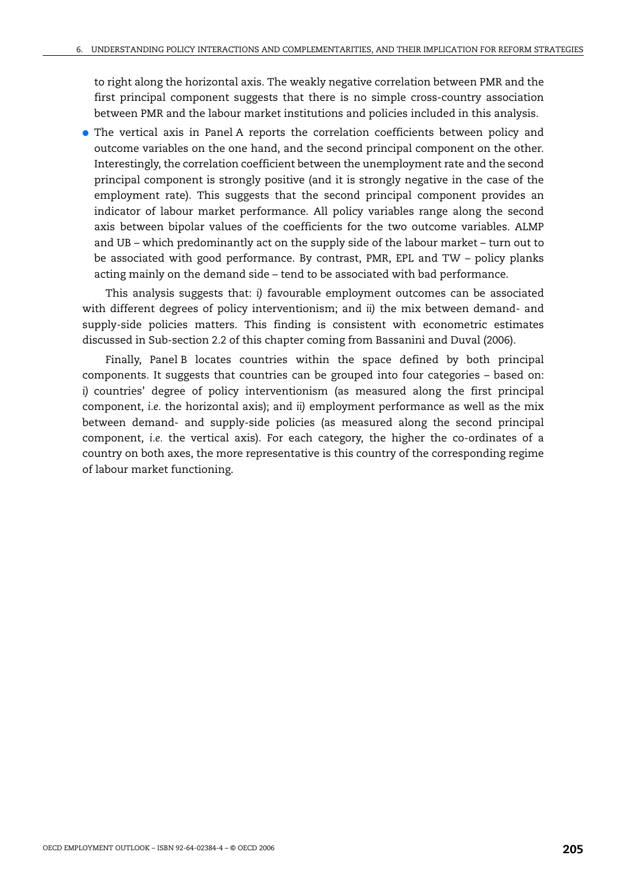to right along the horizontal axis. The weakly negative correlation between PMR and the first principal component suggests that there is no simple cross-country association between PMR and the labour market institutions and policies included in this analysis.

- The vertical axis in Panel A reports the correlation coefficients between policy and outcome variables on the one hand, and the second principal component on the other. Interestingly, the correlation coefficient between the unemployment rate and the second principal component is strongly positive (and it is strongly negative in the case of the employment rate). This suggests that the second principal component provides an indicator of labour market performance. All policy variables range along the second axis between bipolar values of the coefficients for the two outcome variables. ALMP and UB – which predominantly act on the supply side of the labour market – turn out to be associated with good performance. By contrast, PMR, EPL and TW – policy planks acting mainly on the demand side – tend to be associated with bad performance.

This analysis suggests that: *i)* favourable employment outcomes can be associated with different degrees of policy interventionism; and *ii)* the mix between demand- and supply-side policies matters. This finding is consistent with econometric estimates discussed in Sub-section 2.2 of this chapter coming from Bassanini and Duval (2006).

Finally, Panel B locates countries within the space defined by both principal components. It suggests that countries can be grouped into four categories – based on: *i)* countries' degree of policy interventionism (as measured along the first principal component, *i.e.* the horizontal axis); and *ii)* employment performance as well as the mix between demand- and supply-side policies (as measured along the second principal component, *i.e.* the vertical axis). For each category, the higher the co-ordinates of a country on both axes, the more representative is this country of the corresponding regime of labour market functioning.